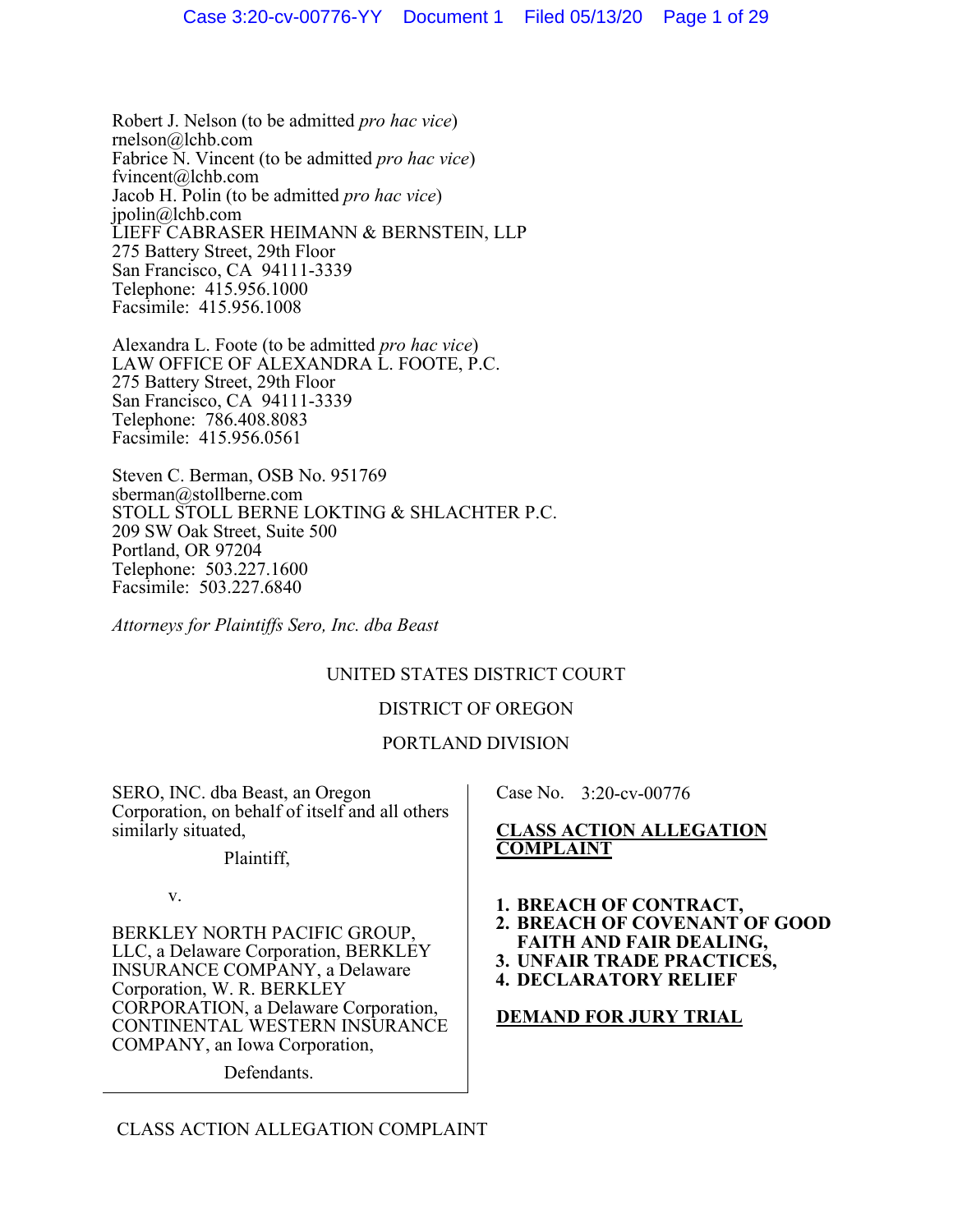Robert J. Nelson (to be admitted *pro hac vice*)
rnelson@lchb.com
Fabrice N. Vincent (to be admitted *pro hac vice*)
fvincent@lchb.com
Jacob H. Polin (to be admitted *pro hac vice*)
jpolin@lchb.com
LIEFF CABRASER HEIMANN & BERNSTEIN, LLP
275 Battery Street, 29th Floor
San Francisco, CA 94111-3339
Telephone: 415.956.1000
Facsimile: 415.956.1008

Alexandra L. Foote (to be admitted *pro hac vice*)
LAW OFFICE OF ALEXANDRA L. FOOTE, P.C.
275 Battery Street, 29th Floor
San Francisco, CA 94111-3339
Telephone: 786.408.8083
Facsimile: 415.956.0561

Steven C. Berman, OSB No. 951769
sberman@stollberne.com
STOLL STOLL BERNE LOKTING & SHLACHTER P.C.
209 SW Oak Street, Suite 500
Portland, OR 97204
Telephone: 503.227.1600
Facsimile: 503.227.6840

*Attorneys for Plaintiffs Sero, Inc. dba Beast*

UNITED STATES DISTRICT COURT

DISTRICT OF OREGON

PORTLAND DIVISION

SERO, INC. dba Beast, an Oregon Corporation, on behalf of itself and all others similarly situated,

Plaintiff,

v.

BERKLEY NORTH PACIFIC GROUP, LLC, a Delaware Corporation, BERKLEY INSURANCE COMPANY, a Delaware Corporation, W. R. BERKLEY CORPORATION, a Delaware Corporation, CONTINENTAL WESTERN INSURANCE COMPANY, an Iowa Corporation,

Defendants.

Case No. 3:20-cv-00776

**CLASS ACTION ALLEGATION COMPLAINT**

1. **BREACH OF CONTRACT,**
2. **BREACH OF COVENANT OF GOOD FAITH AND FAIR DEALING,**
3. **UNFAIR TRADE PRACTICES,**
4. **DECLARATORY RELIEF**

**DEMAND FOR JURY TRIAL**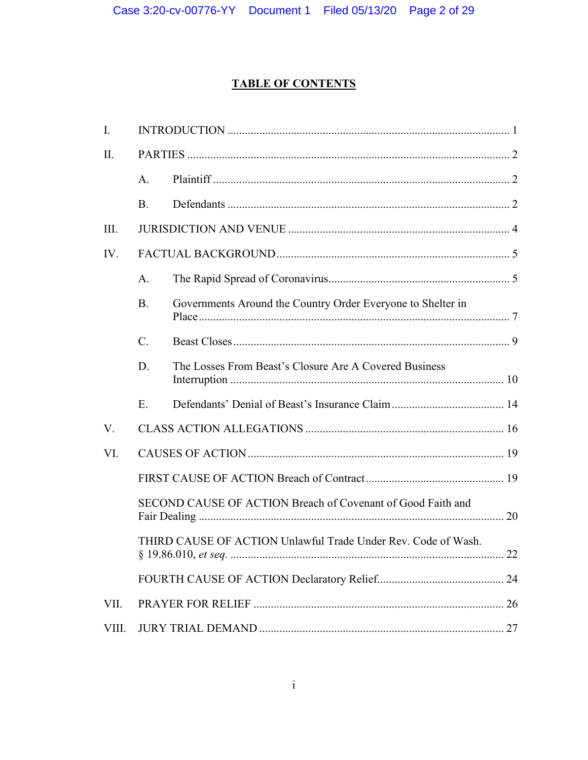# TABLE OF CONTENTS

I. INTRODUCTION .......... 1

II. PARTIES .......... 2

- A. Plaintiff .......... 2
- B. Defendants .......... 2

III. JURISDICTION AND VENUE .......... 4

IV. FACTUAL BACKGROUND .......... 5

- A. The Rapid Spread of Coronavirus .......... 5
- B. Governments Around the Country Order Everyone to Shelter in Place .......... 7
- C. Beast Closes .......... 9
- D. The Losses From Beast's Closure Are A Covered Business Interruption .......... 10
- E. Defendants' Denial of Beast's Insurance Claim .......... 14

V. CLASS ACTION ALLEGATIONS .......... 16

VI. CAUSES OF ACTION .......... 19

- FIRST CAUSE OF ACTION Breach of Contract .......... 19
- SECOND CAUSE OF ACTION Breach of Covenant of Good Faith and Fair Dealing .......... 20
- THIRD CAUSE OF ACTION Unlawful Trade Under Rev. Code of Wash. § 19.86.010, *et seq.* .......... 22
- FOURTH CAUSE OF ACTION Declaratory Relief .......... 24

VII. PRAYER FOR RELIEF .......... 26

VIII. JURY TRIAL DEMAND .......... 27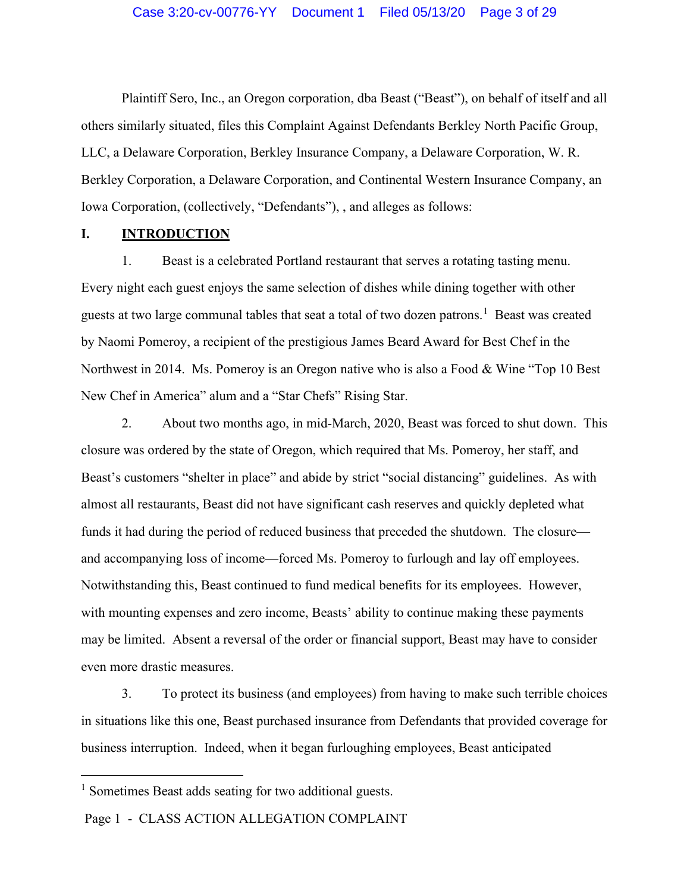Plaintiff Sero, Inc., an Oregon corporation, dba Beast ("Beast"), on behalf of itself and all others similarly situated, files this Complaint Against Defendants Berkley North Pacific Group, LLC, a Delaware Corporation, Berkley Insurance Company, a Delaware Corporation, W. R. Berkley Corporation, a Delaware Corporation, and Continental Western Insurance Company, an Iowa Corporation, (collectively, "Defendants"), , and alleges as follows:

## I. INTRODUCTION

1. Beast is a celebrated Portland restaurant that serves a rotating tasting menu. Every night each guest enjoys the same selection of dishes while dining together with other guests at two large communal tables that seat a total of two dozen patrons.[1] Beast was created by Naomi Pomeroy, a recipient of the prestigious James Beard Award for Best Chef in the Northwest in 2014. Ms. Pomeroy is an Oregon native who is also a Food & Wine "Top 10 Best New Chef in America" alum and a "Star Chefs" Rising Star.

2. About two months ago, in mid-March, 2020, Beast was forced to shut down. This closure was ordered by the state of Oregon, which required that Ms. Pomeroy, her staff, and Beast's customers "shelter in place" and abide by strict "social distancing" guidelines. As with almost all restaurants, Beast did not have significant cash reserves and quickly depleted what funds it had during the period of reduced business that preceded the shutdown. The closure—and accompanying loss of income—forced Ms. Pomeroy to furlough and lay off employees. Notwithstanding this, Beast continued to fund medical benefits for its employees. However, with mounting expenses and zero income, Beasts' ability to continue making these payments may be limited. Absent a reversal of the order or financial support, Beast may have to consider even more drastic measures.

3. To protect its business (and employees) from having to make such terrible choices in situations like this one, Beast purchased insurance from Defendants that provided coverage for business interruption. Indeed, when it began furloughing employees, Beast anticipated

[1] Sometimes Beast adds seating for two additional guests.

Page 1 - CLASS ACTION ALLEGATION COMPLAINT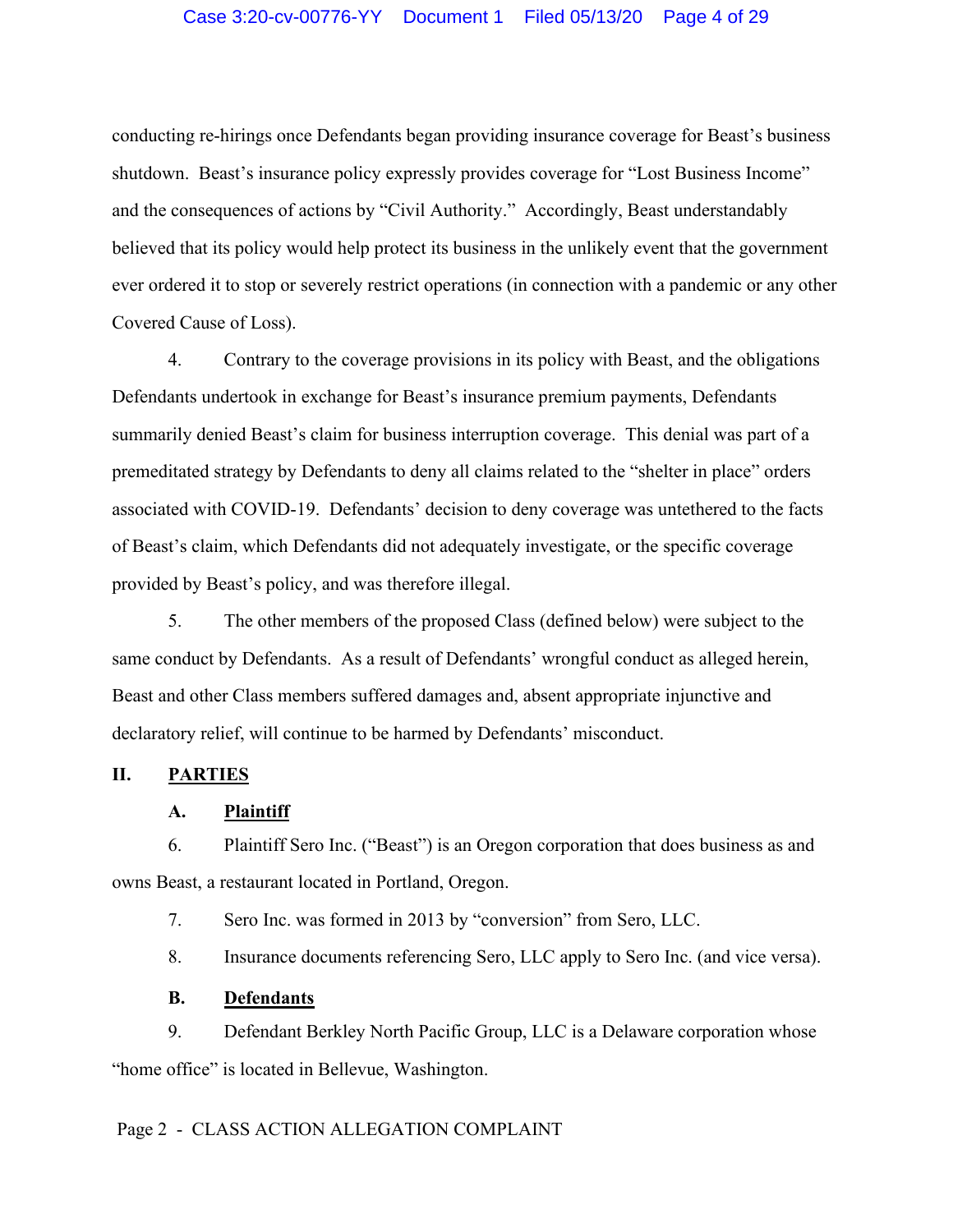conducting re-hirings once Defendants began providing insurance coverage for Beast's business shutdown. Beast's insurance policy expressly provides coverage for "Lost Business Income" and the consequences of actions by "Civil Authority." Accordingly, Beast understandably believed that its policy would help protect its business in the unlikely event that the government ever ordered it to stop or severely restrict operations (in connection with a pandemic or any other Covered Cause of Loss).

4. Contrary to the coverage provisions in its policy with Beast, and the obligations Defendants undertook in exchange for Beast's insurance premium payments, Defendants summarily denied Beast's claim for business interruption coverage. This denial was part of a premeditated strategy by Defendants to deny all claims related to the "shelter in place" orders associated with COVID-19. Defendants' decision to deny coverage was untethered to the facts of Beast's claim, which Defendants did not adequately investigate, or the specific coverage provided by Beast's policy, and was therefore illegal.

5. The other members of the proposed Class (defined below) were subject to the same conduct by Defendants. As a result of Defendants' wrongful conduct as alleged herein, Beast and other Class members suffered damages and, absent appropriate injunctive and declaratory relief, will continue to be harmed by Defendants' misconduct.

## II. PARTIES

### A. Plaintiff

6. Plaintiff Sero Inc. ("Beast") is an Oregon corporation that does business as and owns Beast, a restaurant located in Portland, Oregon.

7. Sero Inc. was formed in 2013 by "conversion" from Sero, LLC.

8. Insurance documents referencing Sero, LLC apply to Sero Inc. (and vice versa).

### B. Defendants

9. Defendant Berkley North Pacific Group, LLC is a Delaware corporation whose "home office" is located in Bellevue, Washington.

Page 2 - CLASS ACTION ALLEGATION COMPLAINT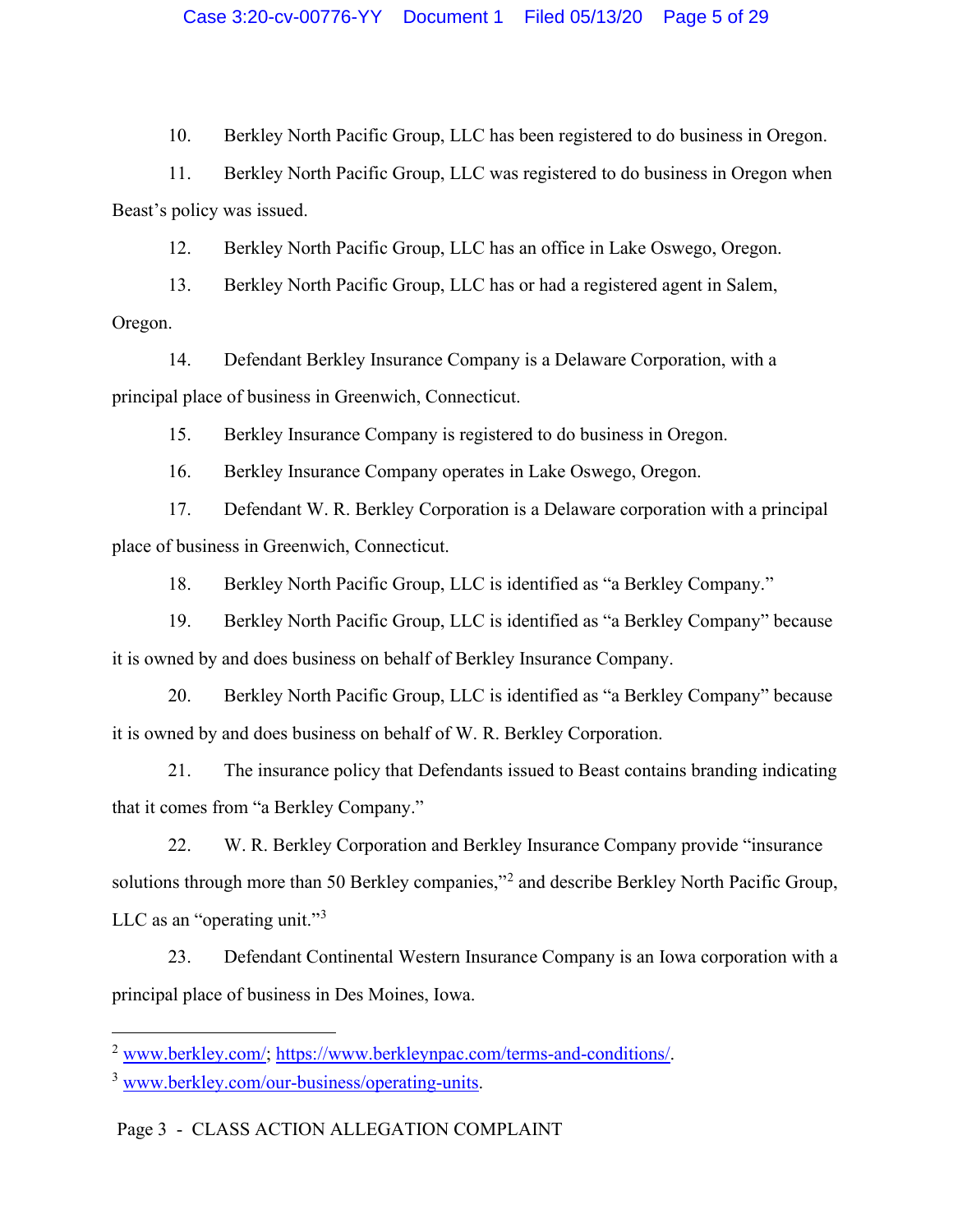10. Berkley North Pacific Group, LLC has been registered to do business in Oregon.

11. Berkley North Pacific Group, LLC was registered to do business in Oregon when Beast's policy was issued.

12. Berkley North Pacific Group, LLC has an office in Lake Oswego, Oregon.

13. Berkley North Pacific Group, LLC has or had a registered agent in Salem, Oregon.

14. Defendant Berkley Insurance Company is a Delaware Corporation, with a principal place of business in Greenwich, Connecticut.

15. Berkley Insurance Company is registered to do business in Oregon.

16. Berkley Insurance Company operates in Lake Oswego, Oregon.

17. Defendant W. R. Berkley Corporation is a Delaware corporation with a principal place of business in Greenwich, Connecticut.

18. Berkley North Pacific Group, LLC is identified as "a Berkley Company."

19. Berkley North Pacific Group, LLC is identified as "a Berkley Company" because it is owned by and does business on behalf of Berkley Insurance Company.

20. Berkley North Pacific Group, LLC is identified as "a Berkley Company" because it is owned by and does business on behalf of W. R. Berkley Corporation.

21. The insurance policy that Defendants issued to Beast contains branding indicating that it comes from "a Berkley Company."

22. W. R. Berkley Corporation and Berkley Insurance Company provide "insurance solutions through more than 50 Berkley companies,"[2] and describe Berkley North Pacific Group, LLC as an "operating unit."[3]

23. Defendant Continental Western Insurance Company is an Iowa corporation with a principal place of business in Des Moines, Iowa.

---

[2] www.berkley.com/; https://www.berkleynpac.com/terms-and-conditions/.

[3] www.berkley.com/our-business/operating-units.

Page 3 - CLASS ACTION ALLEGATION COMPLAINT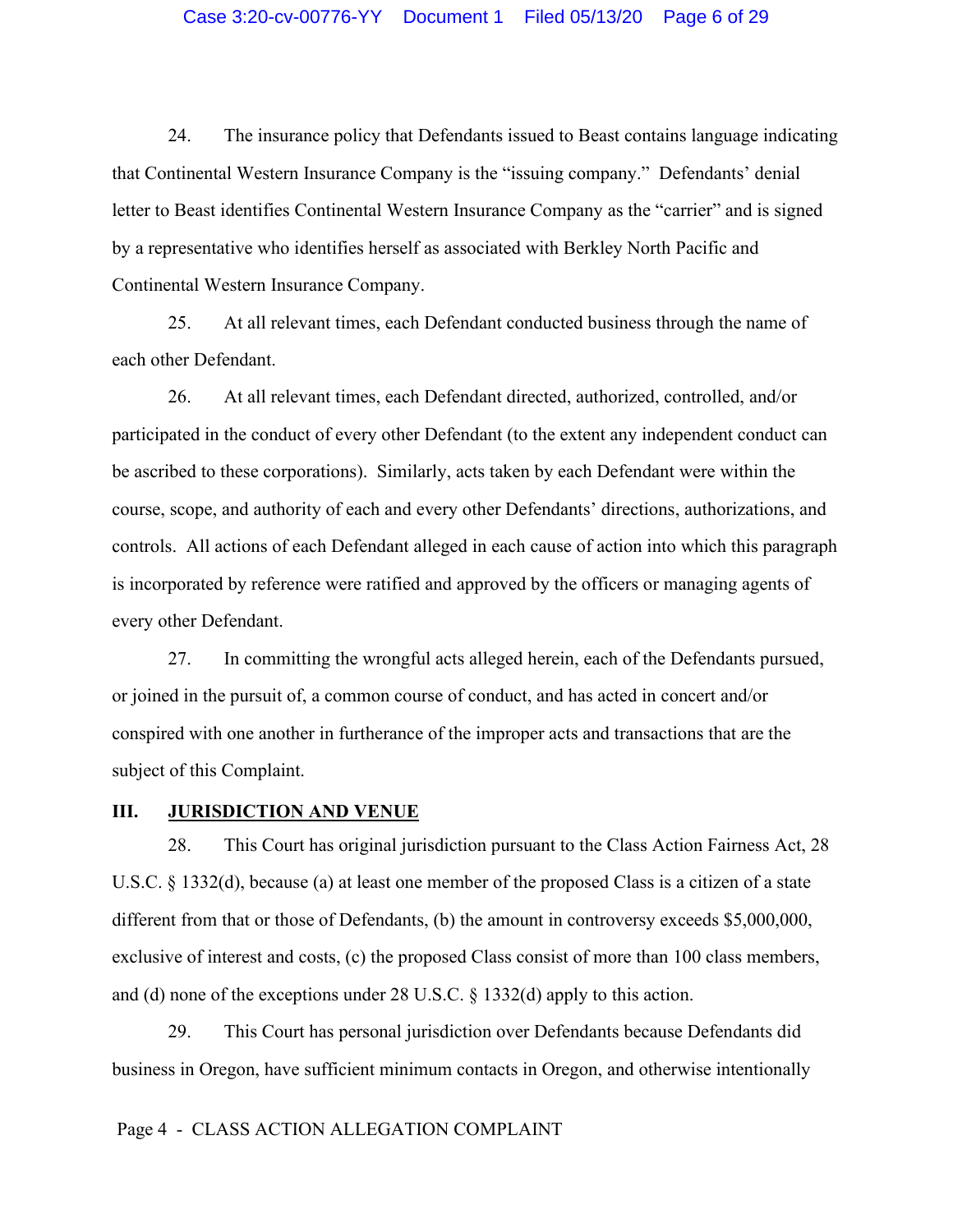24. The insurance policy that Defendants issued to Beast contains language indicating that Continental Western Insurance Company is the "issuing company." Defendants' denial letter to Beast identifies Continental Western Insurance Company as the "carrier" and is signed by a representative who identifies herself as associated with Berkley North Pacific and Continental Western Insurance Company.

25. At all relevant times, each Defendant conducted business through the name of each other Defendant.

26. At all relevant times, each Defendant directed, authorized, controlled, and/or participated in the conduct of every other Defendant (to the extent any independent conduct can be ascribed to these corporations). Similarly, acts taken by each Defendant were within the course, scope, and authority of each and every other Defendants' directions, authorizations, and controls. All actions of each Defendant alleged in each cause of action into which this paragraph is incorporated by reference were ratified and approved by the officers or managing agents of every other Defendant.

27. In committing the wrongful acts alleged herein, each of the Defendants pursued, or joined in the pursuit of, a common course of conduct, and has acted in concert and/or conspired with one another in furtherance of the improper acts and transactions that are the subject of this Complaint.

## III. <u>JURISDICTION AND VENUE</u>

28. This Court has original jurisdiction pursuant to the Class Action Fairness Act, 28 U.S.C. § 1332(d), because (a) at least one member of the proposed Class is a citizen of a state different from that or those of Defendants, (b) the amount in controversy exceeds $5,000,000, exclusive of interest and costs, (c) the proposed Class consist of more than 100 class members, and (d) none of the exceptions under 28 U.S.C. § 1332(d) apply to this action.

29. This Court has personal jurisdiction over Defendants because Defendants did business in Oregon, have sufficient minimum contacts in Oregon, and otherwise intentionally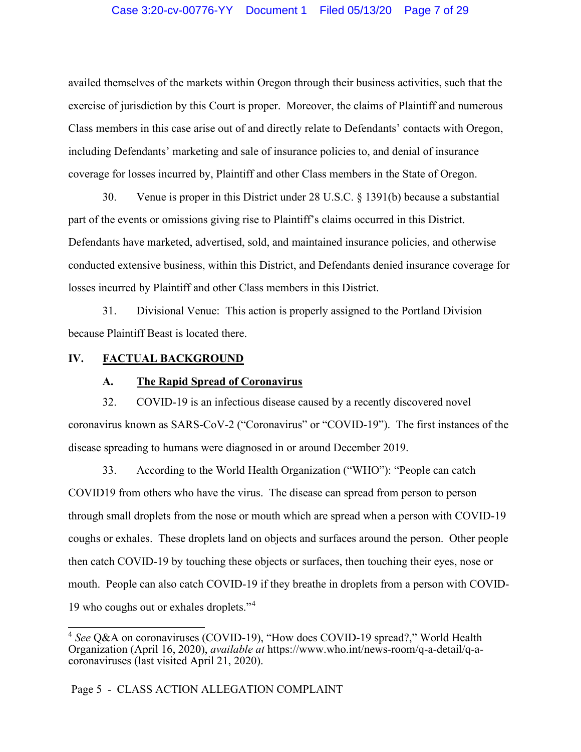availed themselves of the markets within Oregon through their business activities, such that the exercise of jurisdiction by this Court is proper. Moreover, the claims of Plaintiff and numerous Class members in this case arise out of and directly relate to Defendants' contacts with Oregon, including Defendants' marketing and sale of insurance policies to, and denial of insurance coverage for losses incurred by, Plaintiff and other Class members in the State of Oregon.

30. Venue is proper in this District under 28 U.S.C. § 1391(b) because a substantial part of the events or omissions giving rise to Plaintiff's claims occurred in this District. Defendants have marketed, advertised, sold, and maintained insurance policies, and otherwise conducted extensive business, within this District, and Defendants denied insurance coverage for losses incurred by Plaintiff and other Class members in this District.

31. Divisional Venue: This action is properly assigned to the Portland Division because Plaintiff Beast is located there.

## IV. FACTUAL BACKGROUND

### A. The Rapid Spread of Coronavirus

32. COVID-19 is an infectious disease caused by a recently discovered novel coronavirus known as SARS-CoV-2 ("Coronavirus" or "COVID-19"). The first instances of the disease spreading to humans were diagnosed in or around December 2019.

33. According to the World Health Organization ("WHO"): "People can catch COVID19 from others who have the virus. The disease can spread from person to person through small droplets from the nose or mouth which are spread when a person with COVID-19 coughs or exhales. These droplets land on objects and surfaces around the person. Other people then catch COVID-19 by touching these objects or surfaces, then touching their eyes, nose or mouth. People can also catch COVID-19 if they breathe in droplets from a person with COVID-19 who coughs out or exhales droplets."[4]

---

[4] *See* Q&A on coronaviruses (COVID-19), "How does COVID-19 spread?," World Health Organization (April 16, 2020), *available at* https://www.who.int/news-room/q-a-detail/q-a-coronaviruses (last visited April 21, 2020).

Page 5 - CLASS ACTION ALLEGATION COMPLAINT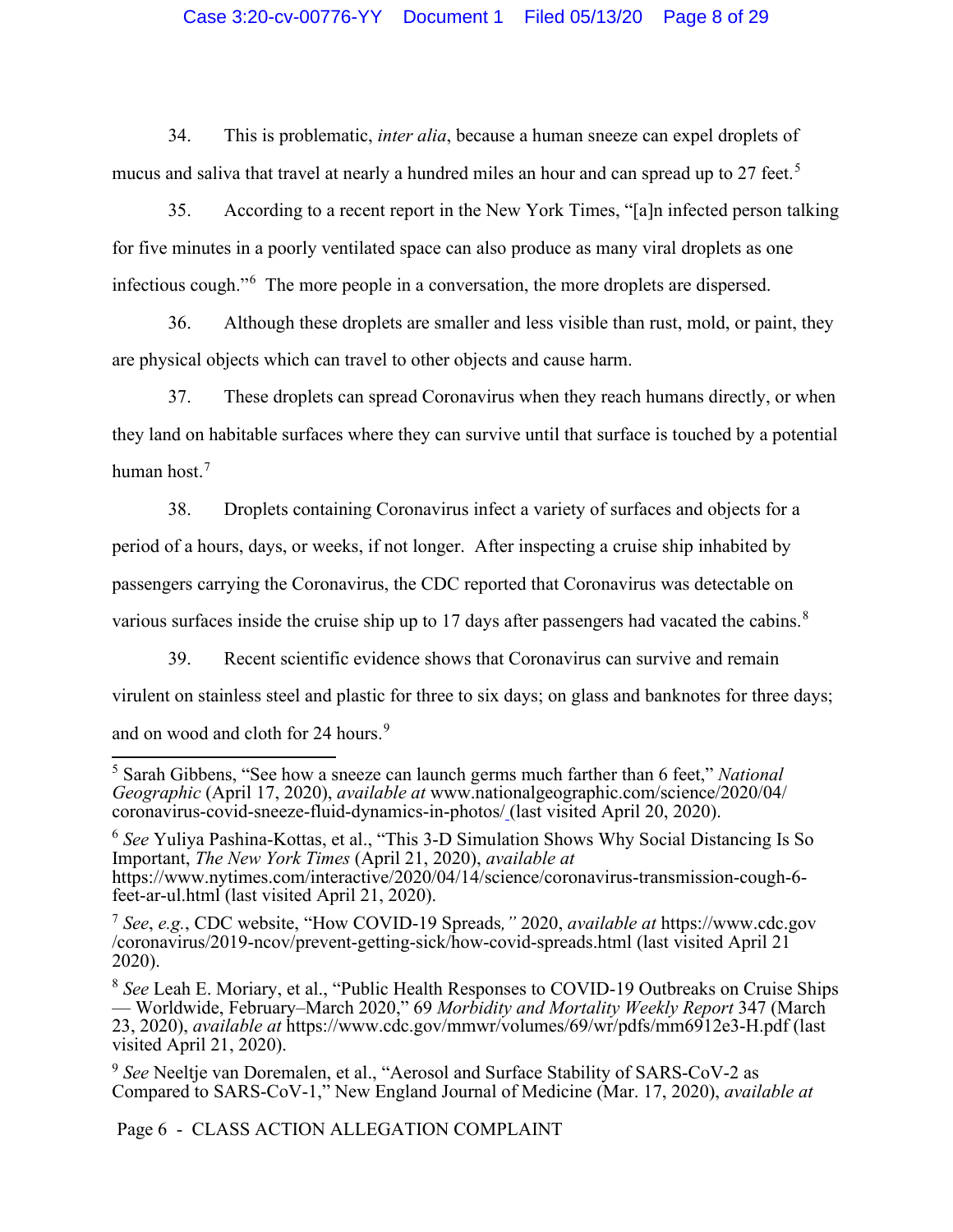34. This is problematic, *inter alia*, because a human sneeze can expel droplets of mucus and saliva that travel at nearly a hundred miles an hour and can spread up to 27 feet.[5]

35. According to a recent report in the New York Times, "[a]n infected person talking for five minutes in a poorly ventilated space can also produce as many viral droplets as one infectious cough."[6] The more people in a conversation, the more droplets are dispersed.

36. Although these droplets are smaller and less visible than rust, mold, or paint, they are physical objects which can travel to other objects and cause harm.

37. These droplets can spread Coronavirus when they reach humans directly, or when they land on habitable surfaces where they can survive until that surface is touched by a potential human host.[7]

38. Droplets containing Coronavirus infect a variety of surfaces and objects for a period of a hours, days, or weeks, if not longer. After inspecting a cruise ship inhabited by passengers carrying the Coronavirus, the CDC reported that Coronavirus was detectable on various surfaces inside the cruise ship up to 17 days after passengers had vacated the cabins.[8]

39. Recent scientific evidence shows that Coronavirus can survive and remain virulent on stainless steel and plastic for three to six days; on glass and banknotes for three days; and on wood and cloth for 24 hours.[9]

---

[5] Sarah Gibbens, "See how a sneeze can launch germs much farther than 6 feet," *National Geographic* (April 17, 2020), *available at* www.nationalgeographic.com/science/2020/04/coronavirus-covid-sneeze-fluid-dynamics-in-photos/ (last visited April 20, 2020).

[6] *See* Yuliya Pashina-Kottas, et al., "This 3-D Simulation Shows Why Social Distancing Is So Important, *The New York Times* (April 21, 2020), *available at* https://www.nytimes.com/interactive/2020/04/14/science/coronavirus-transmission-cough-6-feet-ar-ul.html (last visited April 21, 2020).

[7] *See*, *e.g.*, CDC website, "How COVID-19 Spreads*,"* 2020, *available at* https://www.cdc.gov/coronavirus/2019-ncov/prevent-getting-sick/how-covid-spreads.html (last visited April 21 2020).

[8] *See* Leah E. Moriary, et al., "Public Health Responses to COVID-19 Outbreaks on Cruise Ships — Worldwide, February–March 2020," 69 *Morbidity and Mortality Weekly Report* 347 (March 23, 2020), *available at* https://www.cdc.gov/mmwr/volumes/69/wr/pdfs/mm6912e3-H.pdf (last visited April 21, 2020).

[9] *See* Neeltje van Doremalen, et al., "Aerosol and Surface Stability of SARS-CoV-2 as Compared to SARS-CoV-1," New England Journal of Medicine (Mar. 17, 2020), *available at*

Page 6 - CLASS ACTION ALLEGATION COMPLAINT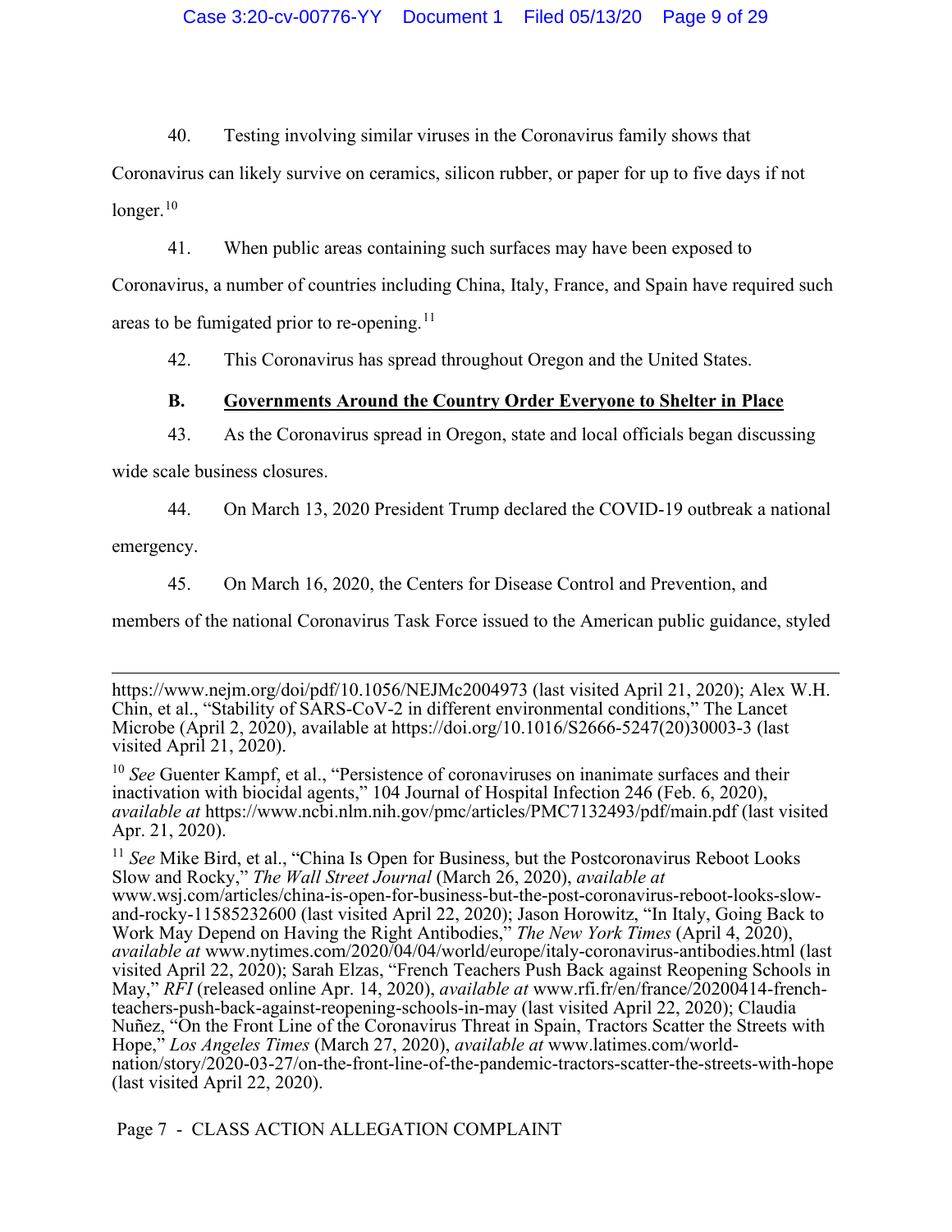40. Testing involving similar viruses in the Coronavirus family shows that Coronavirus can likely survive on ceramics, silicon rubber, or paper for up to five days if not longer.[10]

41. When public areas containing such surfaces may have been exposed to Coronavirus, a number of countries including China, Italy, France, and Spain have required such areas to be fumigated prior to re-opening.[11]

42. This Coronavirus has spread throughout Oregon and the United States.

**B. Governments Around the Country Order Everyone to Shelter in Place**

43. As the Coronavirus spread in Oregon, state and local officials began discussing wide scale business closures.

44. On March 13, 2020 President Trump declared the COVID-19 outbreak a national emergency.

45. On March 16, 2020, the Centers for Disease Control and Prevention, and members of the national Coronavirus Task Force issued to the American public guidance, styled

---

https://www.nejm.org/doi/pdf/10.1056/NEJMc2004973 (last visited April 21, 2020); Alex W.H. Chin, et al., "Stability of SARS-CoV-2 in different environmental conditions," The Lancet Microbe (April 2, 2020), available at https://doi.org/10.1016/S2666-5247(20)30003-3 (last visited April 21, 2020).

[10] *See* Guenter Kampf, et al., "Persistence of coronaviruses on inanimate surfaces and their inactivation with biocidal agents," 104 Journal of Hospital Infection 246 (Feb. 6, 2020), *available at* https://www.ncbi.nlm.nih.gov/pmc/articles/PMC7132493/pdf/main.pdf (last visited Apr. 21, 2020).

[11] *See* Mike Bird, et al., "China Is Open for Business, but the Postcoronavirus Reboot Looks Slow and Rocky," *The Wall Street Journal* (March 26, 2020), *available at* www.wsj.com/articles/china-is-open-for-business-but-the-post-coronavirus-reboot-looks-slow-and-rocky-11585232600 (last visited April 22, 2020); Jason Horowitz, "In Italy, Going Back to Work May Depend on Having the Right Antibodies," *The New York Times* (April 4, 2020), *available at* www.nytimes.com/2020/04/04/world/europe/italy-coronavirus-antibodies.html (last visited April 22, 2020); Sarah Elzas, "French Teachers Push Back against Reopening Schools in May," *RFI* (released online Apr. 14, 2020), *available at* www.rfi.fr/en/france/20200414-french-teachers-push-back-against-reopening-schools-in-may (last visited April 22, 2020); Claudia Nuñez, "On the Front Line of the Coronavirus Threat in Spain, Tractors Scatter the Streets with Hope," *Los Angeles Times* (March 27, 2020), *available at* www.latimes.com/world-nation/story/2020-03-27/on-the-front-line-of-the-pandemic-tractors-scatter-the-streets-with-hope (last visited April 22, 2020).

Page 7 - CLASS ACTION ALLEGATION COMPLAINT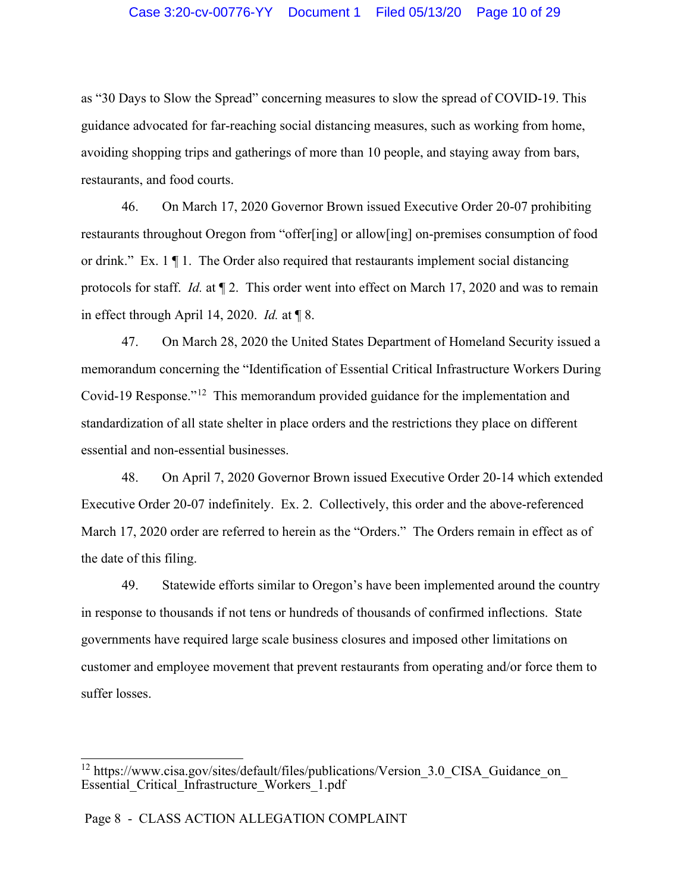as "30 Days to Slow the Spread" concerning measures to slow the spread of COVID-19. This guidance advocated for far-reaching social distancing measures, such as working from home, avoiding shopping trips and gatherings of more than 10 people, and staying away from bars, restaurants, and food courts.

46. On March 17, 2020 Governor Brown issued Executive Order 20-07 prohibiting restaurants throughout Oregon from "offer[ing] or allow[ing] on-premises consumption of food or drink." Ex. 1 ¶ 1. The Order also required that restaurants implement social distancing protocols for staff. *Id.* at ¶ 2. This order went into effect on March 17, 2020 and was to remain in effect through April 14, 2020. *Id.* at ¶ 8.

47. On March 28, 2020 the United States Department of Homeland Security issued a memorandum concerning the "Identification of Essential Critical Infrastructure Workers During Covid-19 Response."[12] This memorandum provided guidance for the implementation and standardization of all state shelter in place orders and the restrictions they place on different essential and non-essential businesses.

48. On April 7, 2020 Governor Brown issued Executive Order 20-14 which extended Executive Order 20-07 indefinitely. Ex. 2. Collectively, this order and the above-referenced March 17, 2020 order are referred to herein as the "Orders." The Orders remain in effect as of the date of this filing.

49. Statewide efforts similar to Oregon's have been implemented around the country in response to thousands if not tens or hundreds of thousands of confirmed inflections. State governments have required large scale business closures and imposed other limitations on customer and employee movement that prevent restaurants from operating and/or force them to suffer losses.

---

[12] https://www.cisa.gov/sites/default/files/publications/Version_3.0_CISA_Guidance_on_Essential_Critical_Infrastructure_Workers_1.pdf

Page 8 - CLASS ACTION ALLEGATION COMPLAINT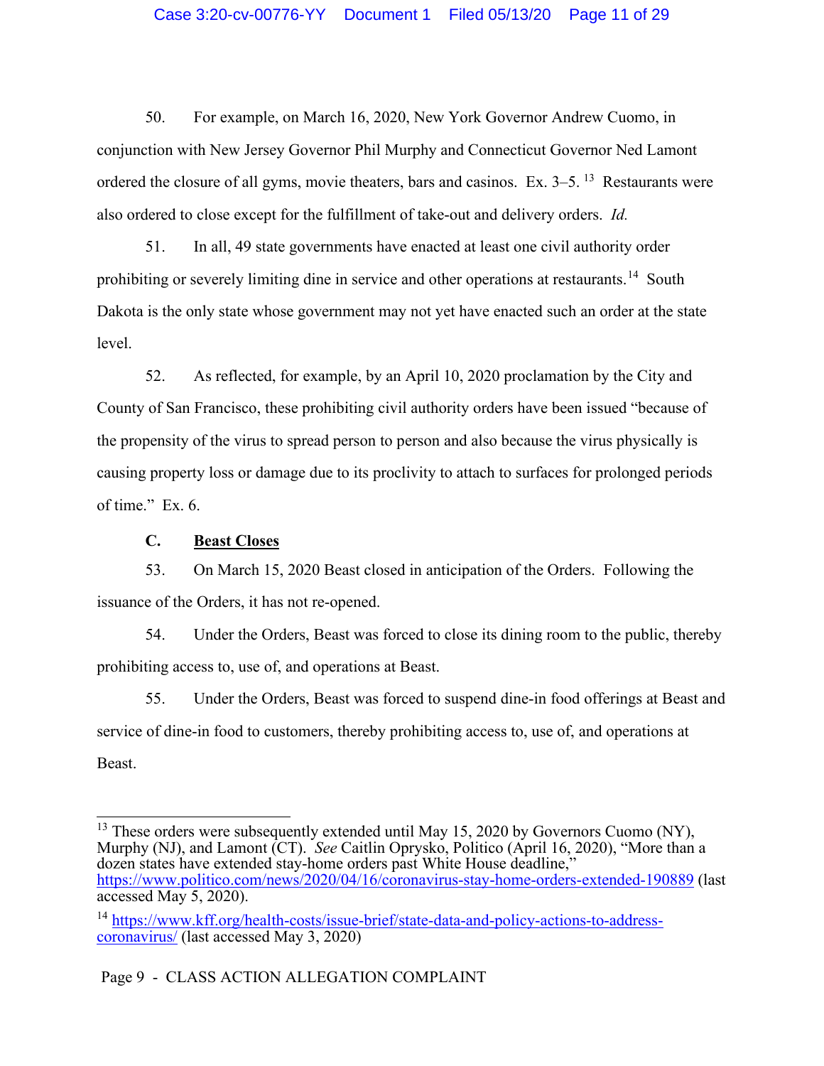50. For example, on March 16, 2020, New York Governor Andrew Cuomo, in conjunction with New Jersey Governor Phil Murphy and Connecticut Governor Ned Lamont ordered the closure of all gyms, movie theaters, bars and casinos. Ex. 3–5.[13] Restaurants were also ordered to close except for the fulfillment of take-out and delivery orders. *Id.*

51. In all, 49 state governments have enacted at least one civil authority order prohibiting or severely limiting dine in service and other operations at restaurants.[14] South Dakota is the only state whose government may not yet have enacted such an order at the state level.

52. As reflected, for example, by an April 10, 2020 proclamation by the City and County of San Francisco, these prohibiting civil authority orders have been issued "because of the propensity of the virus to spread person to person and also because the virus physically is causing property loss or damage due to its proclivity to attach to surfaces for prolonged periods of time." Ex. 6.

### C. <u>Beast Closes</u>

53. On March 15, 2020 Beast closed in anticipation of the Orders. Following the issuance of the Orders, it has not re-opened.

54. Under the Orders, Beast was forced to close its dining room to the public, thereby prohibiting access to, use of, and operations at Beast.

55. Under the Orders, Beast was forced to suspend dine-in food offerings at Beast and service of dine-in food to customers, thereby prohibiting access to, use of, and operations at Beast.

---

[13] These orders were subsequently extended until May 15, 2020 by Governors Cuomo (NY), Murphy (NJ), and Lamont (CT). *See* Caitlin Oprysko, Politico (April 16, 2020), "More than a dozen states have extended stay-home orders past White House deadline," https://www.politico.com/news/2020/04/16/coronavirus-stay-home-orders-extended-190889 (last accessed May 5, 2020).

[14] https://www.kff.org/health-costs/issue-brief/state-data-and-policy-actions-to-address-coronavirus/ (last accessed May 3, 2020)

Page 9 - CLASS ACTION ALLEGATION COMPLAINT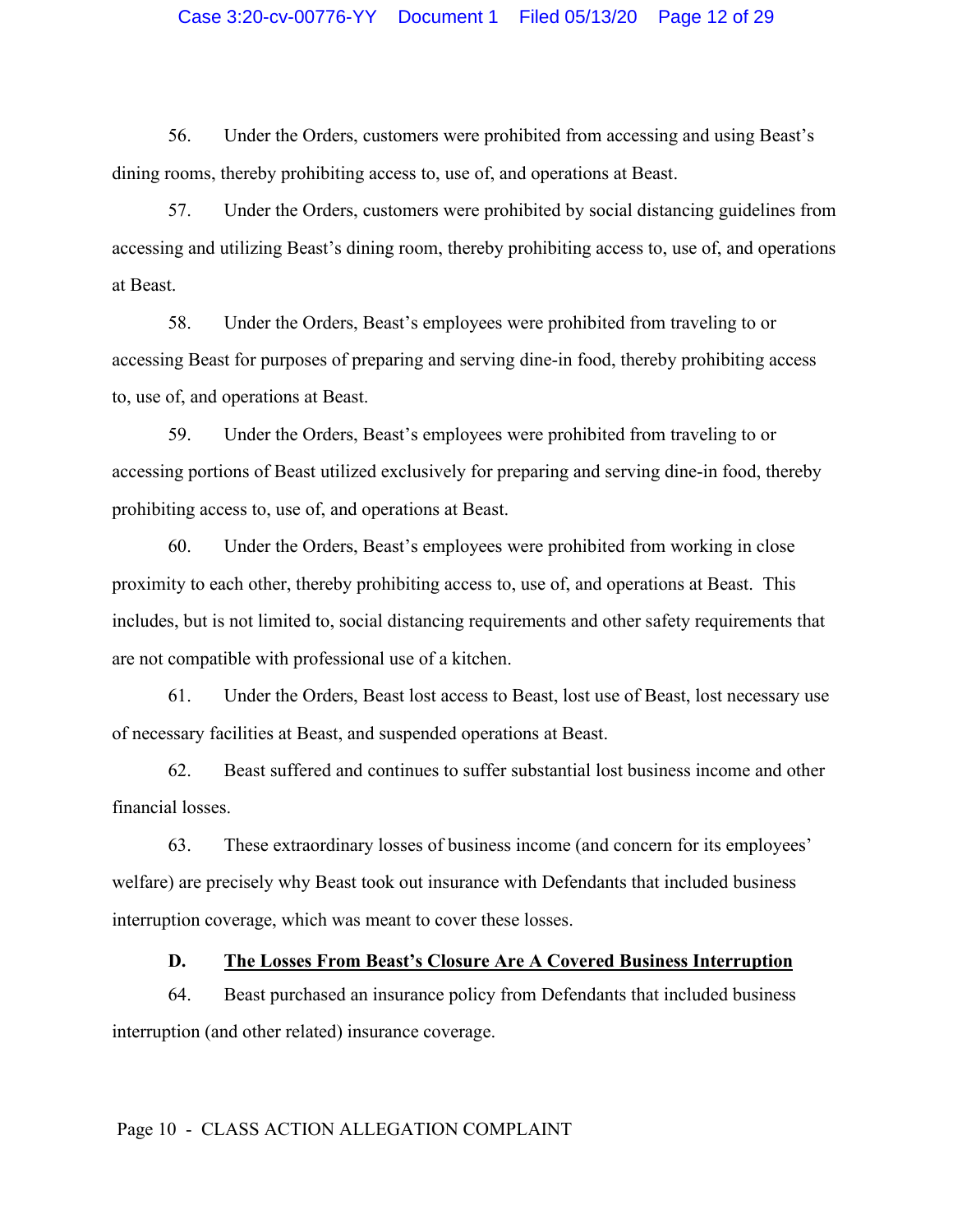56. Under the Orders, customers were prohibited from accessing and using Beast's dining rooms, thereby prohibiting access to, use of, and operations at Beast.

57. Under the Orders, customers were prohibited by social distancing guidelines from accessing and utilizing Beast's dining room, thereby prohibiting access to, use of, and operations at Beast.

58. Under the Orders, Beast's employees were prohibited from traveling to or accessing Beast for purposes of preparing and serving dine-in food, thereby prohibiting access to, use of, and operations at Beast.

59. Under the Orders, Beast's employees were prohibited from traveling to or accessing portions of Beast utilized exclusively for preparing and serving dine-in food, thereby prohibiting access to, use of, and operations at Beast.

60. Under the Orders, Beast's employees were prohibited from working in close proximity to each other, thereby prohibiting access to, use of, and operations at Beast. This includes, but is not limited to, social distancing requirements and other safety requirements that are not compatible with professional use of a kitchen.

61. Under the Orders, Beast lost access to Beast, lost use of Beast, lost necessary use of necessary facilities at Beast, and suspended operations at Beast.

62. Beast suffered and continues to suffer substantial lost business income and other financial losses.

63. These extraordinary losses of business income (and concern for its employees' welfare) are precisely why Beast took out insurance with Defendants that included business interruption coverage, which was meant to cover these losses.

### D. The Losses From Beast's Closure Are A Covered Business Interruption

64. Beast purchased an insurance policy from Defendants that included business interruption (and other related) insurance coverage.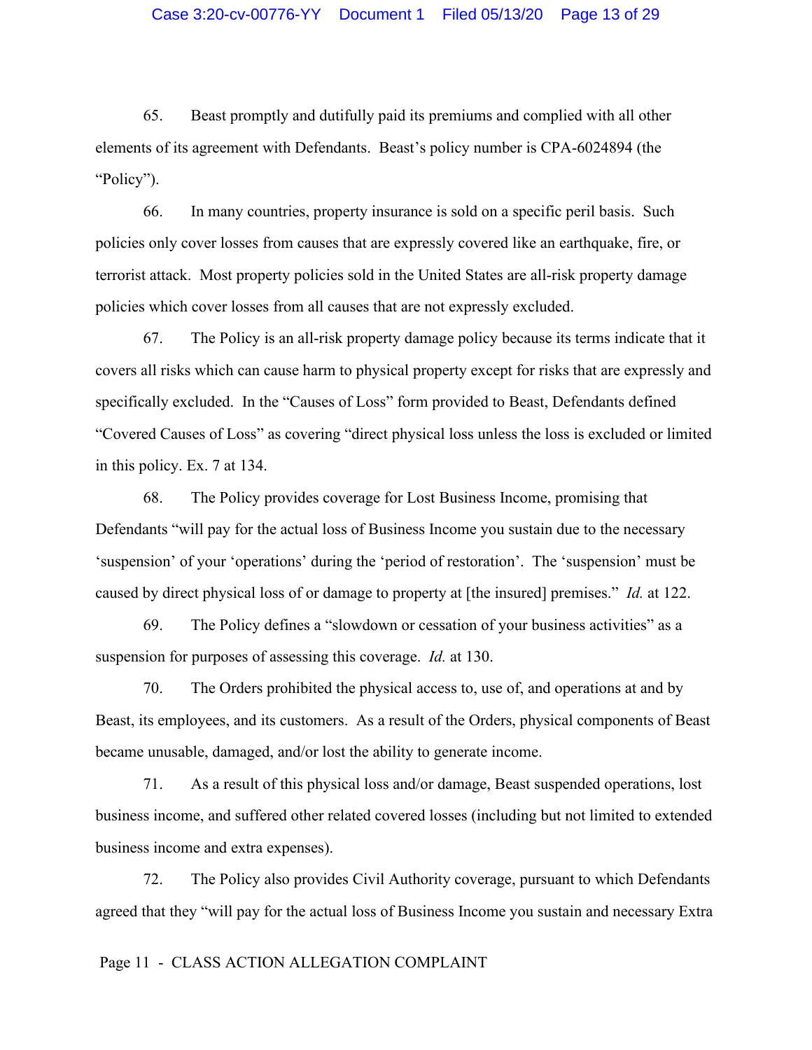65. Beast promptly and dutifully paid its premiums and complied with all other elements of its agreement with Defendants. Beast's policy number is CPA-6024894 (the "Policy").

66. In many countries, property insurance is sold on a specific peril basis. Such policies only cover losses from causes that are expressly covered like an earthquake, fire, or terrorist attack. Most property policies sold in the United States are all-risk property damage policies which cover losses from all causes that are not expressly excluded.

67. The Policy is an all-risk property damage policy because its terms indicate that it covers all risks which can cause harm to physical property except for risks that are expressly and specifically excluded. In the "Causes of Loss" form provided to Beast, Defendants defined "Covered Causes of Loss" as covering "direct physical loss unless the loss is excluded or limited in this policy. Ex. 7 at 134.

68. The Policy provides coverage for Lost Business Income, promising that Defendants "will pay for the actual loss of Business Income you sustain due to the necessary 'suspension' of your 'operations' during the 'period of restoration'. The 'suspension' must be caused by direct physical loss of or damage to property at [the insured] premises." *Id.* at 122.

69. The Policy defines a "slowdown or cessation of your business activities" as a suspension for purposes of assessing this coverage. *Id.* at 130.

70. The Orders prohibited the physical access to, use of, and operations at and by Beast, its employees, and its customers. As a result of the Orders, physical components of Beast became unusable, damaged, and/or lost the ability to generate income.

71. As a result of this physical loss and/or damage, Beast suspended operations, lost business income, and suffered other related covered losses (including but not limited to extended business income and extra expenses).

72. The Policy also provides Civil Authority coverage, pursuant to which Defendants agreed that they "will pay for the actual loss of Business Income you sustain and necessary Extra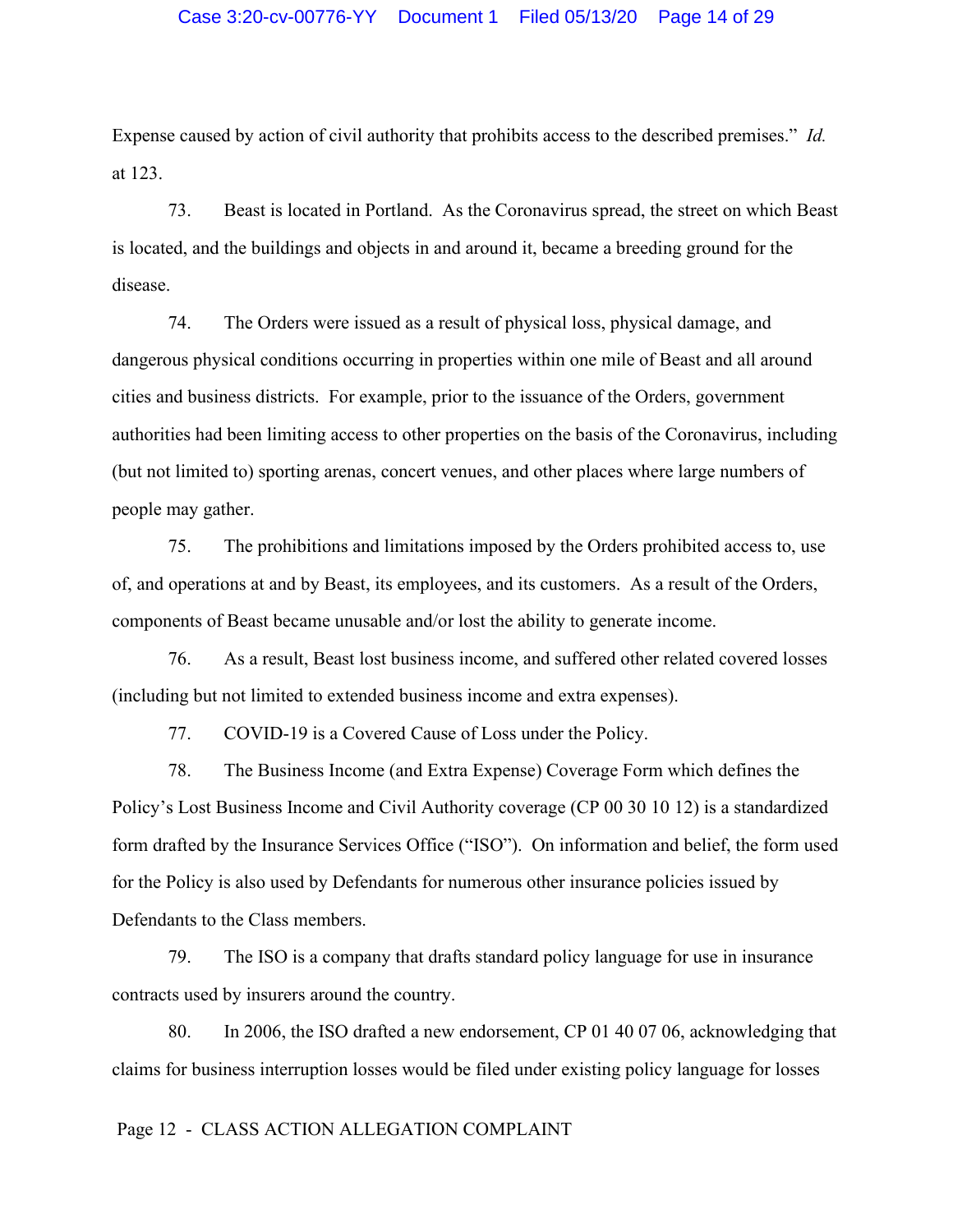Expense caused by action of civil authority that prohibits access to the described premises." *Id.* at 123.

73. Beast is located in Portland. As the Coronavirus spread, the street on which Beast is located, and the buildings and objects in and around it, became a breeding ground for the disease.

74. The Orders were issued as a result of physical loss, physical damage, and dangerous physical conditions occurring in properties within one mile of Beast and all around cities and business districts. For example, prior to the issuance of the Orders, government authorities had been limiting access to other properties on the basis of the Coronavirus, including (but not limited to) sporting arenas, concert venues, and other places where large numbers of people may gather.

75. The prohibitions and limitations imposed by the Orders prohibited access to, use of, and operations at and by Beast, its employees, and its customers. As a result of the Orders, components of Beast became unusable and/or lost the ability to generate income.

76. As a result, Beast lost business income, and suffered other related covered losses (including but not limited to extended business income and extra expenses).

77. COVID-19 is a Covered Cause of Loss under the Policy.

78. The Business Income (and Extra Expense) Coverage Form which defines the Policy's Lost Business Income and Civil Authority coverage (CP 00 30 10 12) is a standardized form drafted by the Insurance Services Office ("ISO"). On information and belief, the form used for the Policy is also used by Defendants for numerous other insurance policies issued by Defendants to the Class members.

79. The ISO is a company that drafts standard policy language for use in insurance contracts used by insurers around the country.

80. In 2006, the ISO drafted a new endorsement, CP 01 40 07 06, acknowledging that claims for business interruption losses would be filed under existing policy language for losses

Page 12 - CLASS ACTION ALLEGATION COMPLAINT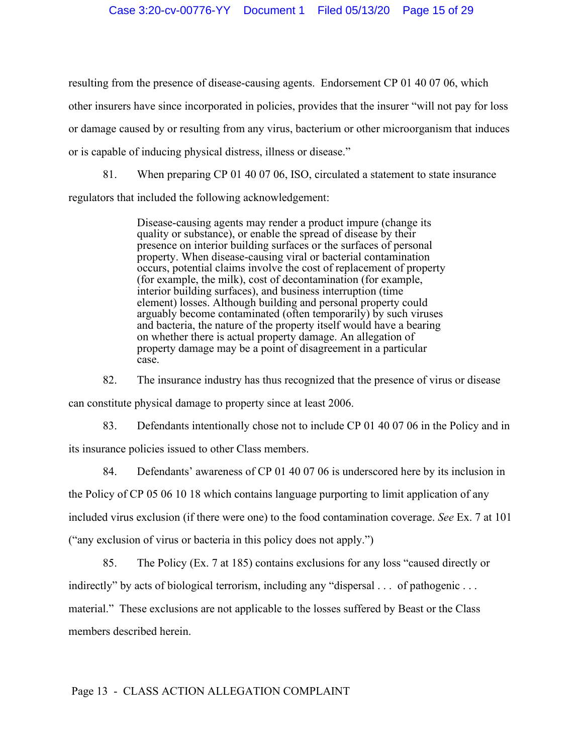resulting from the presence of disease-causing agents. Endorsement CP 01 40 07 06, which other insurers have since incorporated in policies, provides that the insurer "will not pay for loss or damage caused by or resulting from any virus, bacterium or other microorganism that induces or is capable of inducing physical distress, illness or disease."

81. When preparing CP 01 40 07 06, ISO, circulated a statement to state insurance regulators that included the following acknowledgement:

> Disease-causing agents may render a product impure (change its quality or substance), or enable the spread of disease by their presence on interior building surfaces or the surfaces of personal property. When disease-causing viral or bacterial contamination occurs, potential claims involve the cost of replacement of property (for example, the milk), cost of decontamination (for example, interior building surfaces), and business interruption (time element) losses. Although building and personal property could arguably become contaminated (often temporarily) by such viruses and bacteria, the nature of the property itself would have a bearing on whether there is actual property damage. An allegation of property damage may be a point of disagreement in a particular case.

82. The insurance industry has thus recognized that the presence of virus or disease can constitute physical damage to property since at least 2006.

83. Defendants intentionally chose not to include CP 01 40 07 06 in the Policy and in its insurance policies issued to other Class members.

84. Defendants' awareness of CP 01 40 07 06 is underscored here by its inclusion in the Policy of CP 05 06 10 18 which contains language purporting to limit application of any included virus exclusion (if there were one) to the food contamination coverage. *See* Ex. 7 at 101 ("any exclusion of virus or bacteria in this policy does not apply.")

85. The Policy (Ex. 7 at 185) contains exclusions for any loss "caused directly or indirectly" by acts of biological terrorism, including any "dispersal . . . of pathogenic . . . material." These exclusions are not applicable to the losses suffered by Beast or the Class members described herein.

Page 13 - CLASS ACTION ALLEGATION COMPLAINT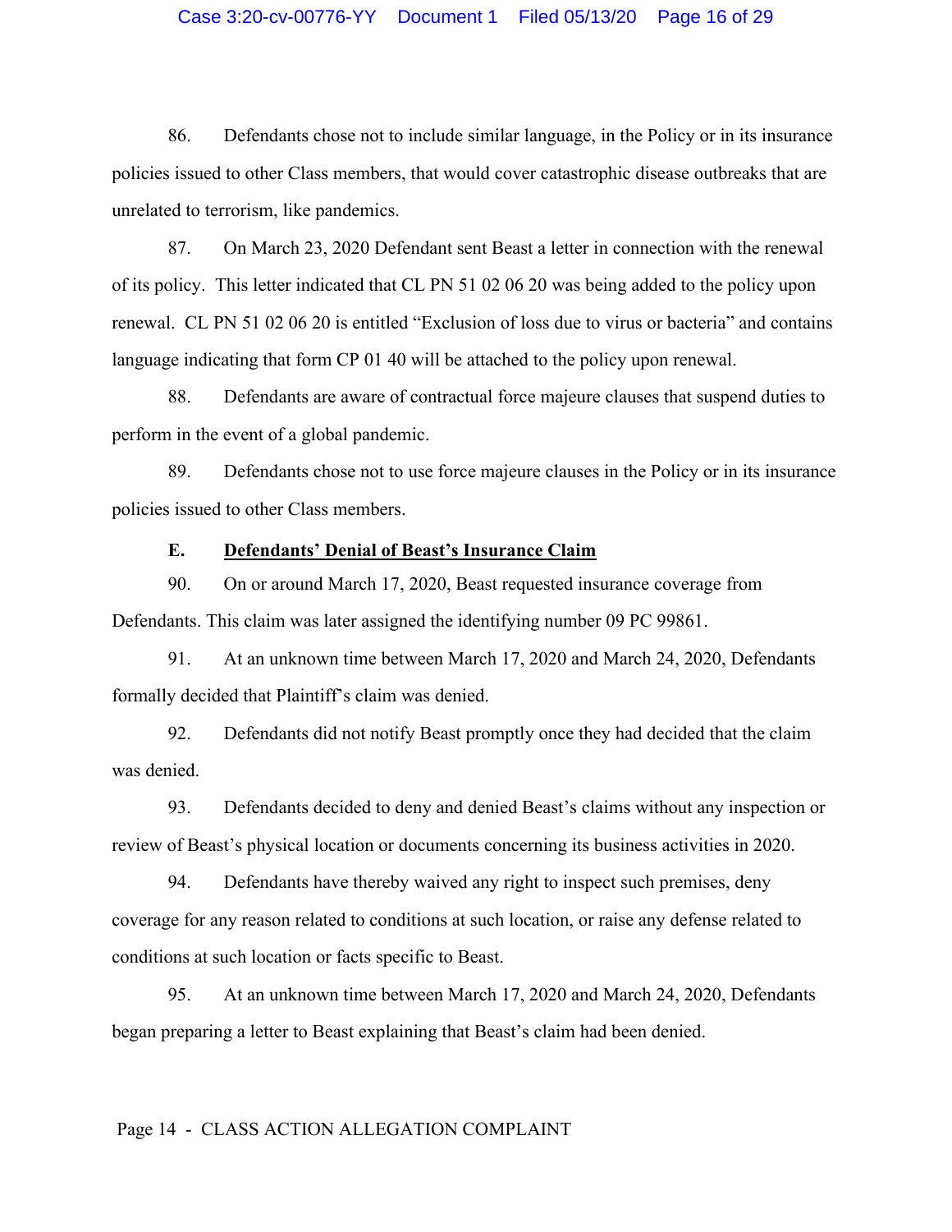86. Defendants chose not to include similar language, in the Policy or in its insurance policies issued to other Class members, that would cover catastrophic disease outbreaks that are unrelated to terrorism, like pandemics.

87. On March 23, 2020 Defendant sent Beast a letter in connection with the renewal of its policy. This letter indicated that CL PN 51 02 06 20 was being added to the policy upon renewal. CL PN 51 02 06 20 is entitled "Exclusion of loss due to virus or bacteria" and contains language indicating that form CP 01 40 will be attached to the policy upon renewal.

88. Defendants are aware of contractual force majeure clauses that suspend duties to perform in the event of a global pandemic.

89. Defendants chose not to use force majeure clauses in the Policy or in its insurance policies issued to other Class members.

**E. <u>Defendants' Denial of Beast's Insurance Claim</u>**

90. On or around March 17, 2020, Beast requested insurance coverage from Defendants. This claim was later assigned the identifying number 09 PC 99861.

91. At an unknown time between March 17, 2020 and March 24, 2020, Defendants formally decided that Plaintiff's claim was denied.

92. Defendants did not notify Beast promptly once they had decided that the claim was denied.

93. Defendants decided to deny and denied Beast's claims without any inspection or review of Beast's physical location or documents concerning its business activities in 2020.

94. Defendants have thereby waived any right to inspect such premises, deny coverage for any reason related to conditions at such location, or raise any defense related to conditions at such location or facts specific to Beast.

95. At an unknown time between March 17, 2020 and March 24, 2020, Defendants began preparing a letter to Beast explaining that Beast's claim had been denied.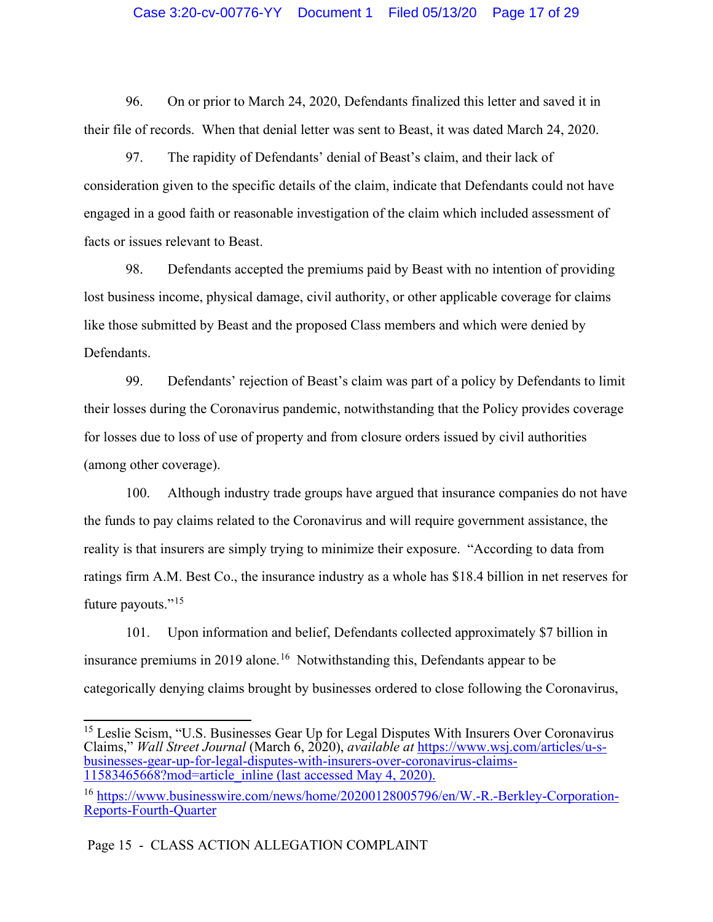96. On or prior to March 24, 2020, Defendants finalized this letter and saved it in their file of records. When that denial letter was sent to Beast, it was dated March 24, 2020.

97. The rapidity of Defendants' denial of Beast's claim, and their lack of consideration given to the specific details of the claim, indicate that Defendants could not have engaged in a good faith or reasonable investigation of the claim which included assessment of facts or issues relevant to Beast.

98. Defendants accepted the premiums paid by Beast with no intention of providing lost business income, physical damage, civil authority, or other applicable coverage for claims like those submitted by Beast and the proposed Class members and which were denied by Defendants.

99. Defendants' rejection of Beast's claim was part of a policy by Defendants to limit their losses during the Coronavirus pandemic, notwithstanding that the Policy provides coverage for losses due to loss of use of property and from closure orders issued by civil authorities (among other coverage).

100. Although industry trade groups have argued that insurance companies do not have the funds to pay claims related to the Coronavirus and will require government assistance, the reality is that insurers are simply trying to minimize their exposure. "According to data from ratings firm A.M. Best Co., the insurance industry as a whole has $18.4 billion in net reserves for future payouts."[15]

101. Upon information and belief, Defendants collected approximately $7 billion in insurance premiums in 2019 alone.[16] Notwithstanding this, Defendants appear to be categorically denying claims brought by businesses ordered to close following the Coronavirus,

---

[15] Leslie Scism, "U.S. Businesses Gear Up for Legal Disputes With Insurers Over Coronavirus Claims," *Wall Street Journal* (March 6, 2020), *available at* https://www.wsj.com/articles/u-s-businesses-gear-up-for-legal-disputes-with-insurers-over-coronavirus-claims-11583465668?mod=article_inline (last accessed May 4, 2020).

[16] https://www.businesswire.com/news/home/20200128005796/en/W.-R.-Berkley-Corporation-Reports-Fourth-Quarter

Page 15 - CLASS ACTION ALLEGATION COMPLAINT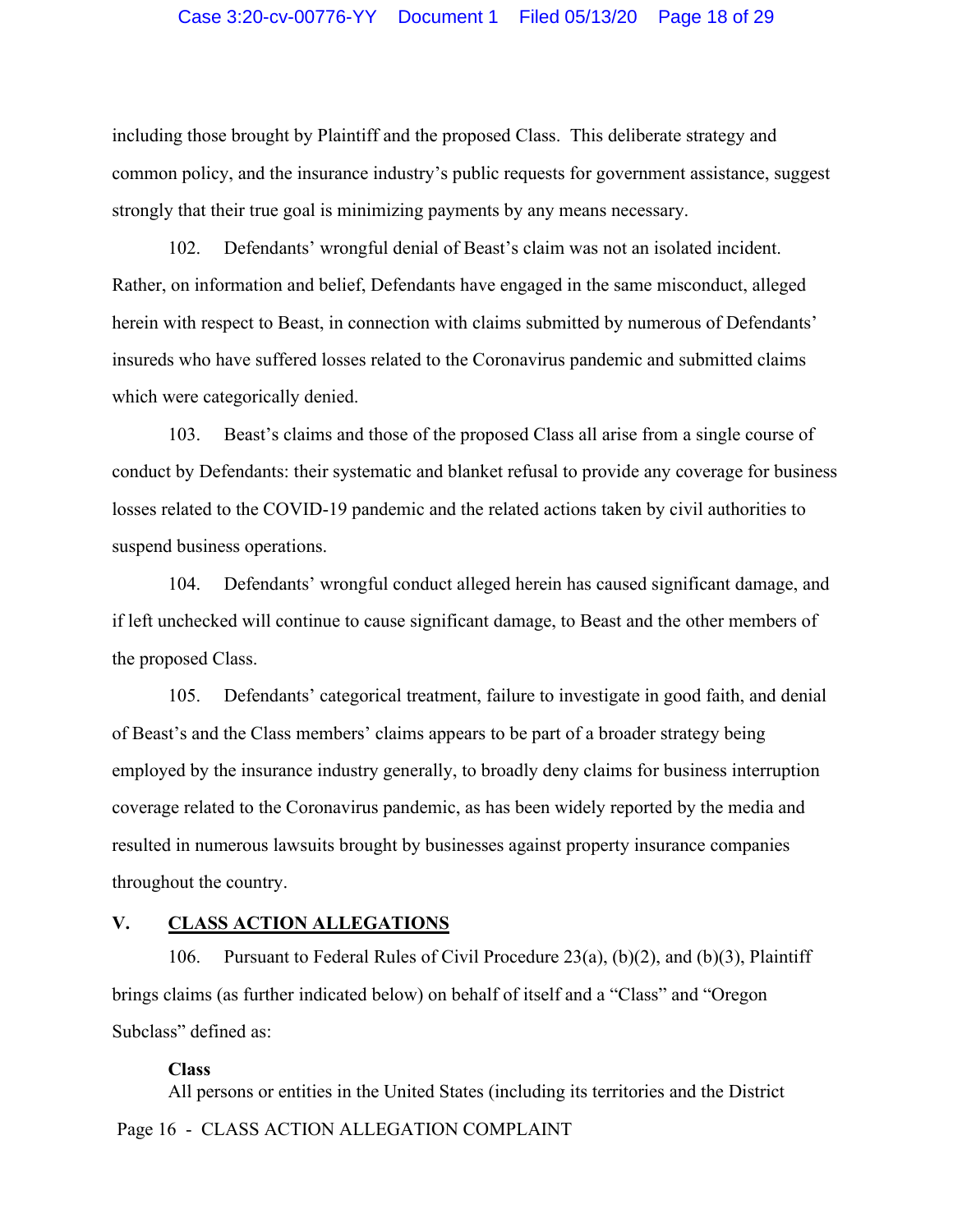including those brought by Plaintiff and the proposed Class. This deliberate strategy and common policy, and the insurance industry's public requests for government assistance, suggest strongly that their true goal is minimizing payments by any means necessary.

102. Defendants' wrongful denial of Beast's claim was not an isolated incident. Rather, on information and belief, Defendants have engaged in the same misconduct, alleged herein with respect to Beast, in connection with claims submitted by numerous of Defendants' insureds who have suffered losses related to the Coronavirus pandemic and submitted claims which were categorically denied.

103. Beast's claims and those of the proposed Class all arise from a single course of conduct by Defendants: their systematic and blanket refusal to provide any coverage for business losses related to the COVID-19 pandemic and the related actions taken by civil authorities to suspend business operations.

104. Defendants' wrongful conduct alleged herein has caused significant damage, and if left unchecked will continue to cause significant damage, to Beast and the other members of the proposed Class.

105. Defendants' categorical treatment, failure to investigate in good faith, and denial of Beast's and the Class members' claims appears to be part of a broader strategy being employed by the insurance industry generally, to broadly deny claims for business interruption coverage related to the Coronavirus pandemic, as has been widely reported by the media and resulted in numerous lawsuits brought by businesses against property insurance companies throughout the country.

## V. CLASS ACTION ALLEGATIONS

106. Pursuant to Federal Rules of Civil Procedure 23(a), (b)(2), and (b)(3), Plaintiff brings claims (as further indicated below) on behalf of itself and a "Class" and "Oregon Subclass" defined as:

**Class**

All persons or entities in the United States (including its territories and the District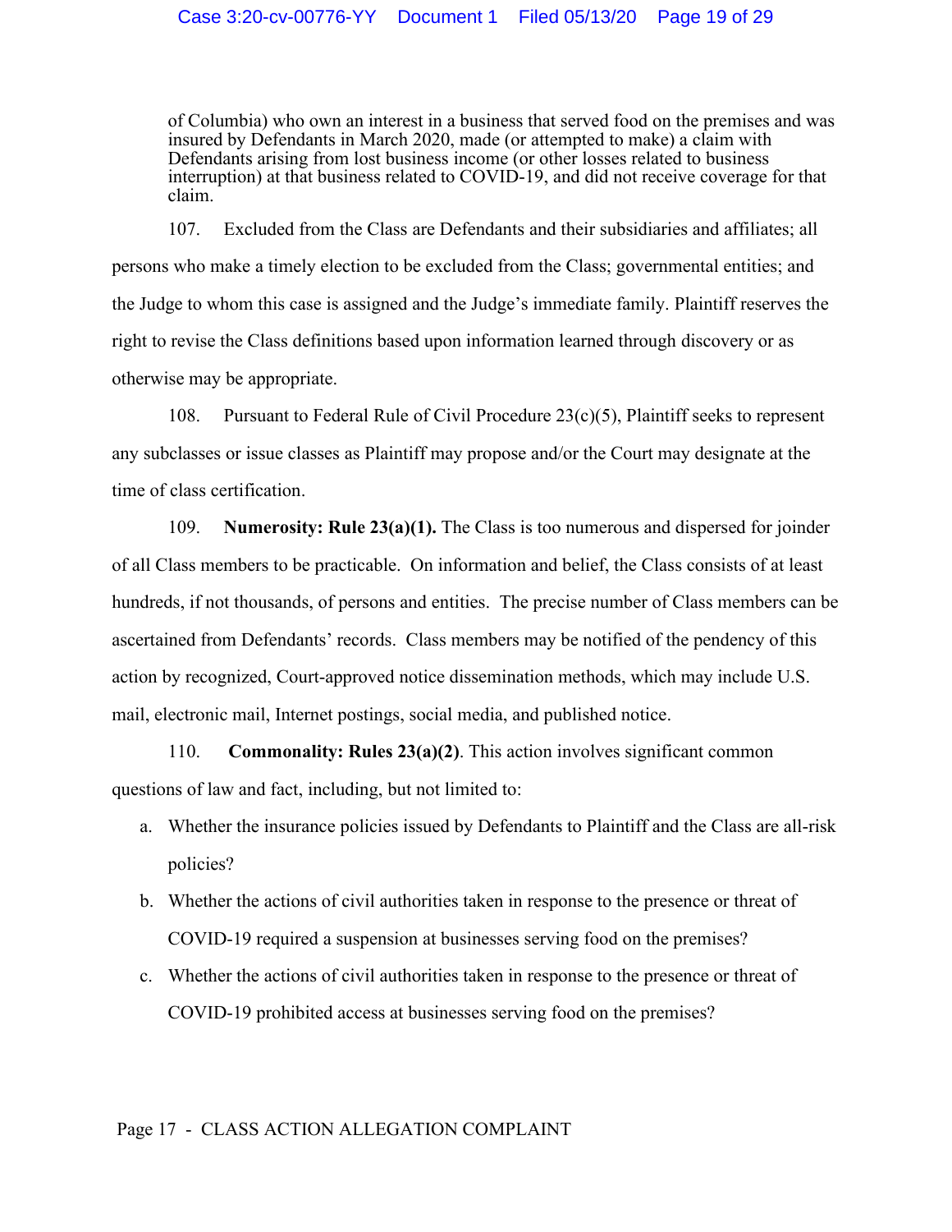of Columbia) who own an interest in a business that served food on the premises and was insured by Defendants in March 2020, made (or attempted to make) a claim with Defendants arising from lost business income (or other losses related to business interruption) at that business related to COVID-19, and did not receive coverage for that claim.

107. Excluded from the Class are Defendants and their subsidiaries and affiliates; all persons who make a timely election to be excluded from the Class; governmental entities; and the Judge to whom this case is assigned and the Judge's immediate family. Plaintiff reserves the right to revise the Class definitions based upon information learned through discovery or as otherwise may be appropriate.

108. Pursuant to Federal Rule of Civil Procedure 23(c)(5), Plaintiff seeks to represent any subclasses or issue classes as Plaintiff may propose and/or the Court may designate at the time of class certification.

109. **Numerosity: Rule 23(a)(1).** The Class is too numerous and dispersed for joinder of all Class members to be practicable. On information and belief, the Class consists of at least hundreds, if not thousands, of persons and entities. The precise number of Class members can be ascertained from Defendants' records. Class members may be notified of the pendency of this action by recognized, Court-approved notice dissemination methods, which may include U.S. mail, electronic mail, Internet postings, social media, and published notice.

110. **Commonality: Rules 23(a)(2)**. This action involves significant common questions of law and fact, including, but not limited to:

a. Whether the insurance policies issued by Defendants to Plaintiff and the Class are all-risk policies?

b. Whether the actions of civil authorities taken in response to the presence or threat of COVID-19 required a suspension at businesses serving food on the premises?

c. Whether the actions of civil authorities taken in response to the presence or threat of COVID-19 prohibited access at businesses serving food on the premises?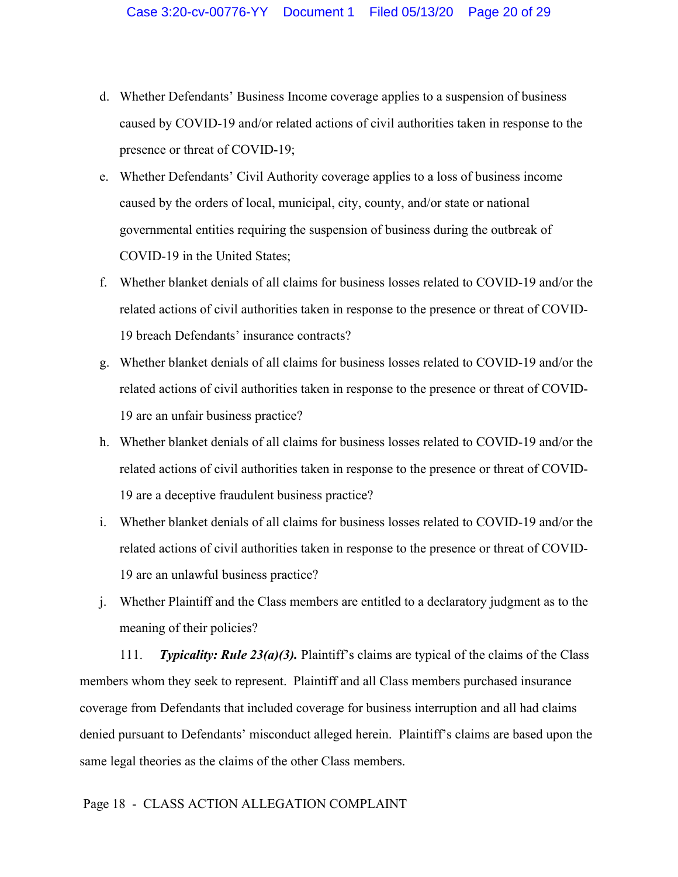d. Whether Defendants' Business Income coverage applies to a suspension of business caused by COVID-19 and/or related actions of civil authorities taken in response to the presence or threat of COVID-19;

e. Whether Defendants' Civil Authority coverage applies to a loss of business income caused by the orders of local, municipal, city, county, and/or state or national governmental entities requiring the suspension of business during the outbreak of COVID-19 in the United States;

f. Whether blanket denials of all claims for business losses related to COVID-19 and/or the related actions of civil authorities taken in response to the presence or threat of COVID-19 breach Defendants' insurance contracts?

g. Whether blanket denials of all claims for business losses related to COVID-19 and/or the related actions of civil authorities taken in response to the presence or threat of COVID-19 are an unfair business practice?

h. Whether blanket denials of all claims for business losses related to COVID-19 and/or the related actions of civil authorities taken in response to the presence or threat of COVID-19 are a deceptive fraudulent business practice?

i. Whether blanket denials of all claims for business losses related to COVID-19 and/or the related actions of civil authorities taken in response to the presence or threat of COVID-19 are an unlawful business practice?

j. Whether Plaintiff and the Class members are entitled to a declaratory judgment as to the meaning of their policies?

111. ***Typicality: Rule 23(a)(3).*** Plaintiff's claims are typical of the claims of the Class members whom they seek to represent. Plaintiff and all Class members purchased insurance coverage from Defendants that included coverage for business interruption and all had claims denied pursuant to Defendants' misconduct alleged herein. Plaintiff's claims are based upon the same legal theories as the claims of the other Class members.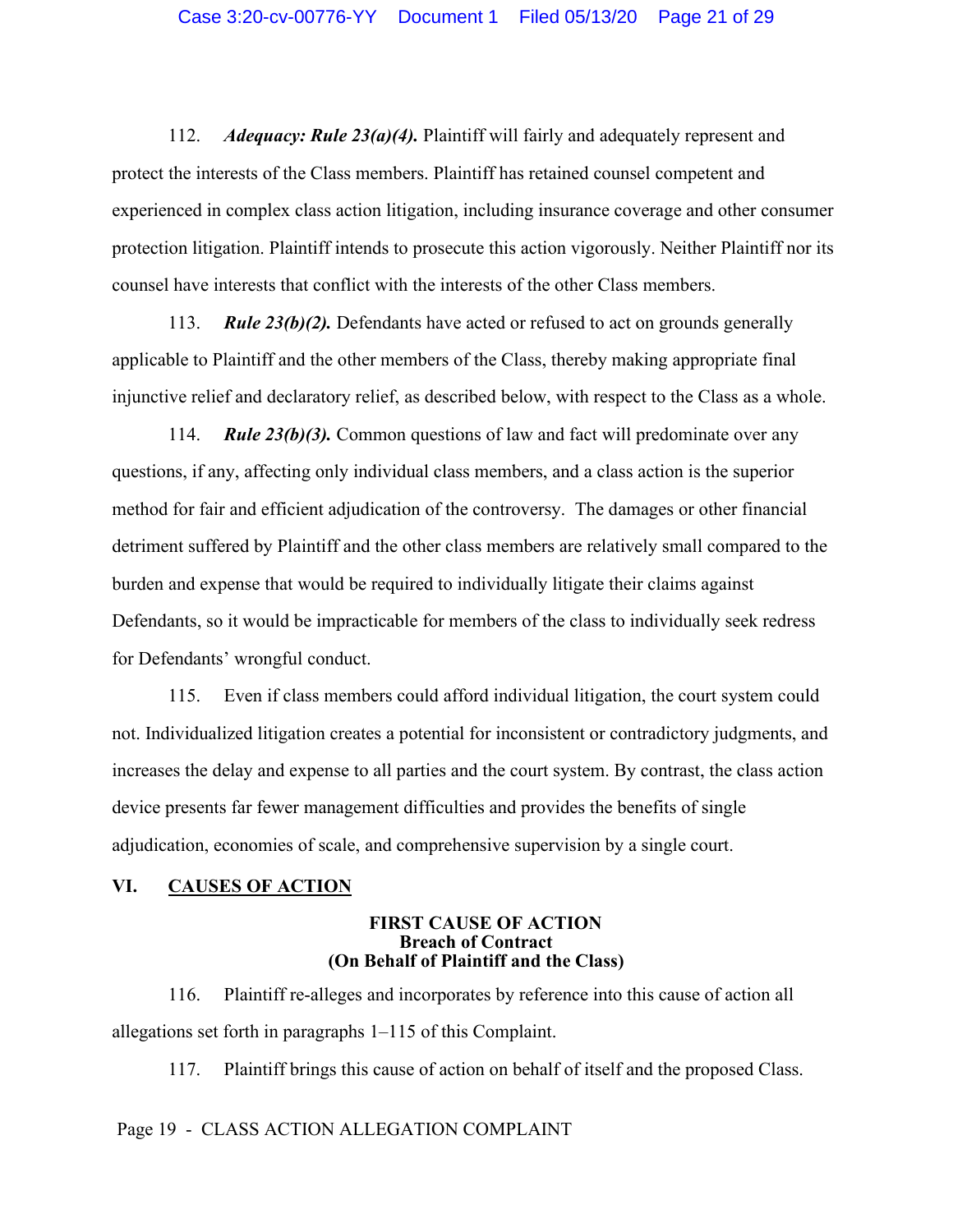112. ***Adequacy: Rule 23(a)(4).*** Plaintiff will fairly and adequately represent and protect the interests of the Class members. Plaintiff has retained counsel competent and experienced in complex class action litigation, including insurance coverage and other consumer protection litigation. Plaintiff intends to prosecute this action vigorously. Neither Plaintiff nor its counsel have interests that conflict with the interests of the other Class members.

113. ***Rule 23(b)(2).*** Defendants have acted or refused to act on grounds generally applicable to Plaintiff and the other members of the Class, thereby making appropriate final injunctive relief and declaratory relief, as described below, with respect to the Class as a whole.

114. ***Rule 23(b)(3).*** Common questions of law and fact will predominate over any questions, if any, affecting only individual class members, and a class action is the superior method for fair and efficient adjudication of the controversy. The damages or other financial detriment suffered by Plaintiff and the other class members are relatively small compared to the burden and expense that would be required to individually litigate their claims against Defendants, so it would be impracticable for members of the class to individually seek redress for Defendants' wrongful conduct.

115. Even if class members could afford individual litigation, the court system could not. Individualized litigation creates a potential for inconsistent or contradictory judgments, and increases the delay and expense to all parties and the court system. By contrast, the class action device presents far fewer management difficulties and provides the benefits of single adjudication, economies of scale, and comprehensive supervision by a single court.

## VI. <u>CAUSES OF ACTION</u>

### FIRST CAUSE OF ACTION
### Breach of Contract
### (On Behalf of Plaintiff and the Class)

116. Plaintiff re-alleges and incorporates by reference into this cause of action all allegations set forth in paragraphs 1–115 of this Complaint.

117. Plaintiff brings this cause of action on behalf of itself and the proposed Class.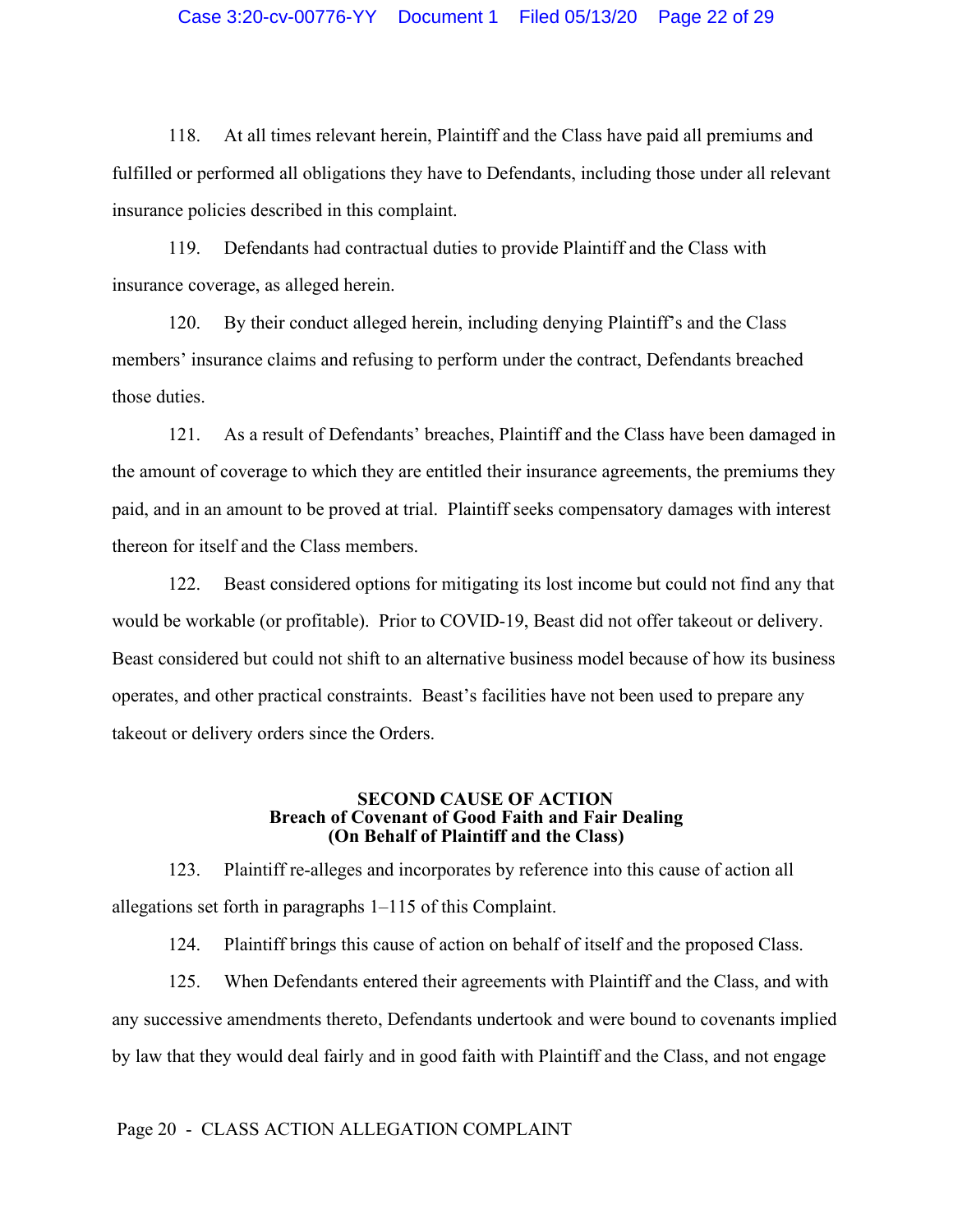118. At all times relevant herein, Plaintiff and the Class have paid all premiums and fulfilled or performed all obligations they have to Defendants, including those under all relevant insurance policies described in this complaint.

119. Defendants had contractual duties to provide Plaintiff and the Class with insurance coverage, as alleged herein.

120. By their conduct alleged herein, including denying Plaintiff's and the Class members' insurance claims and refusing to perform under the contract, Defendants breached those duties.

121. As a result of Defendants' breaches, Plaintiff and the Class have been damaged in the amount of coverage to which they are entitled their insurance agreements, the premiums they paid, and in an amount to be proved at trial. Plaintiff seeks compensatory damages with interest thereon for itself and the Class members.

122. Beast considered options for mitigating its lost income but could not find any that would be workable (or profitable). Prior to COVID-19, Beast did not offer takeout or delivery. Beast considered but could not shift to an alternative business model because of how its business operates, and other practical constraints. Beast's facilities have not been used to prepare any takeout or delivery orders since the Orders.

**SECOND CAUSE OF ACTION**
**Breach of Covenant of Good Faith and Fair Dealing**
**(On Behalf of Plaintiff and the Class)**

123. Plaintiff re-alleges and incorporates by reference into this cause of action all allegations set forth in paragraphs 1–115 of this Complaint.

124. Plaintiff brings this cause of action on behalf of itself and the proposed Class.

125. When Defendants entered their agreements with Plaintiff and the Class, and with any successive amendments thereto, Defendants undertook and were bound to covenants implied by law that they would deal fairly and in good faith with Plaintiff and the Class, and not engage

Page 20 - CLASS ACTION ALLEGATION COMPLAINT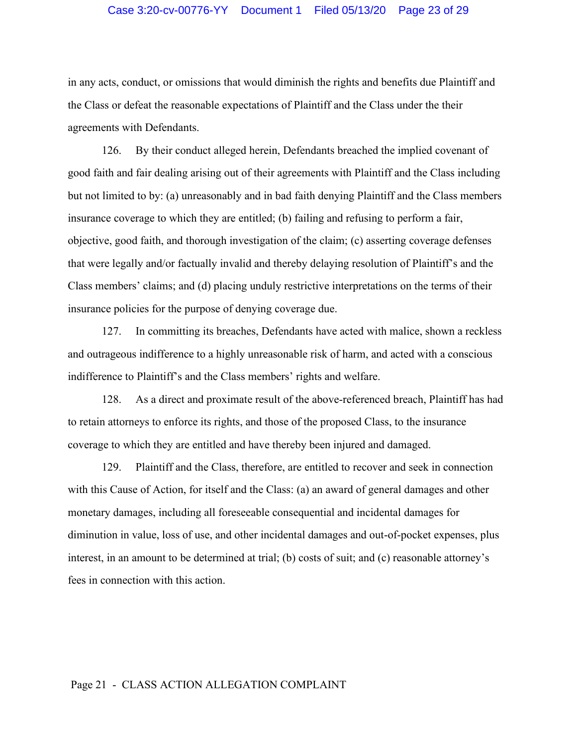in any acts, conduct, or omissions that would diminish the rights and benefits due Plaintiff and the Class or defeat the reasonable expectations of Plaintiff and the Class under the their agreements with Defendants.

126. By their conduct alleged herein, Defendants breached the implied covenant of good faith and fair dealing arising out of their agreements with Plaintiff and the Class including but not limited to by: (a) unreasonably and in bad faith denying Plaintiff and the Class members insurance coverage to which they are entitled; (b) failing and refusing to perform a fair, objective, good faith, and thorough investigation of the claim; (c) asserting coverage defenses that were legally and/or factually invalid and thereby delaying resolution of Plaintiff's and the Class members' claims; and (d) placing unduly restrictive interpretations on the terms of their insurance policies for the purpose of denying coverage due.

127. In committing its breaches, Defendants have acted with malice, shown a reckless and outrageous indifference to a highly unreasonable risk of harm, and acted with a conscious indifference to Plaintiff's and the Class members' rights and welfare.

128. As a direct and proximate result of the above-referenced breach, Plaintiff has had to retain attorneys to enforce its rights, and those of the proposed Class, to the insurance coverage to which they are entitled and have thereby been injured and damaged.

129. Plaintiff and the Class, therefore, are entitled to recover and seek in connection with this Cause of Action, for itself and the Class: (a) an award of general damages and other monetary damages, including all foreseeable consequential and incidental damages for diminution in value, loss of use, and other incidental damages and out-of-pocket expenses, plus interest, in an amount to be determined at trial; (b) costs of suit; and (c) reasonable attorney's fees in connection with this action.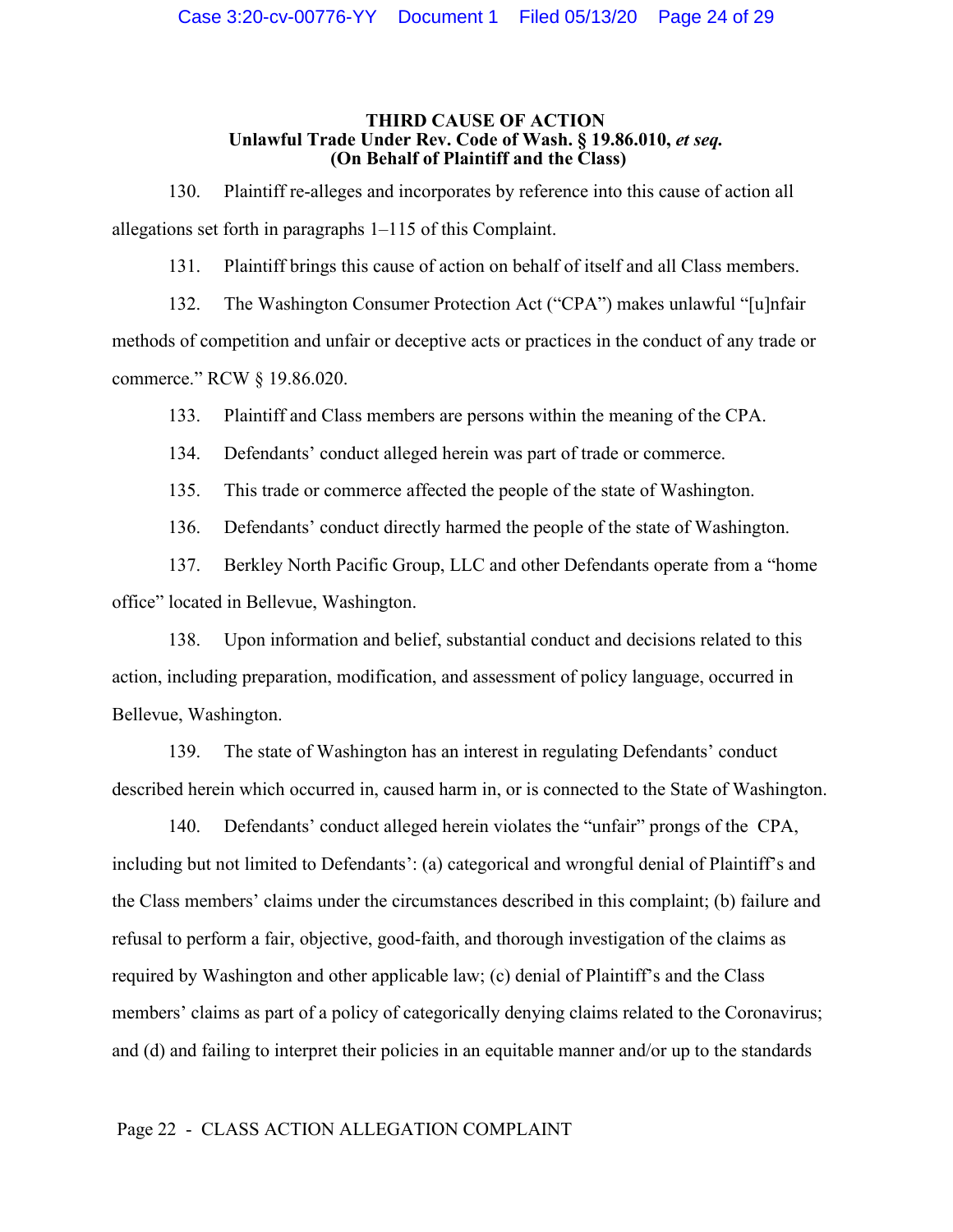**THIRD CAUSE OF ACTION**
**Unlawful Trade Under Rev. Code of Wash. § 19.86.010, *et seq.***
**(On Behalf of Plaintiff and the Class)**

130. Plaintiff re-alleges and incorporates by reference into this cause of action all allegations set forth in paragraphs 1–115 of this Complaint.

131. Plaintiff brings this cause of action on behalf of itself and all Class members.

132. The Washington Consumer Protection Act ("CPA") makes unlawful "[u]nfair methods of competition and unfair or deceptive acts or practices in the conduct of any trade or commerce." RCW § 19.86.020.

133. Plaintiff and Class members are persons within the meaning of the CPA.

134. Defendants' conduct alleged herein was part of trade or commerce.

135. This trade or commerce affected the people of the state of Washington.

136. Defendants' conduct directly harmed the people of the state of Washington.

137. Berkley North Pacific Group, LLC and other Defendants operate from a "home office" located in Bellevue, Washington.

138. Upon information and belief, substantial conduct and decisions related to this action, including preparation, modification, and assessment of policy language, occurred in Bellevue, Washington.

139. The state of Washington has an interest in regulating Defendants' conduct described herein which occurred in, caused harm in, or is connected to the State of Washington.

140. Defendants' conduct alleged herein violates the "unfair" prongs of the CPA, including but not limited to Defendants': (a) categorical and wrongful denial of Plaintiff's and the Class members' claims under the circumstances described in this complaint; (b) failure and refusal to perform a fair, objective, good-faith, and thorough investigation of the claims as required by Washington and other applicable law; (c) denial of Plaintiff's and the Class members' claims as part of a policy of categorically denying claims related to the Coronavirus; and (d) and failing to interpret their policies in an equitable manner and/or up to the standards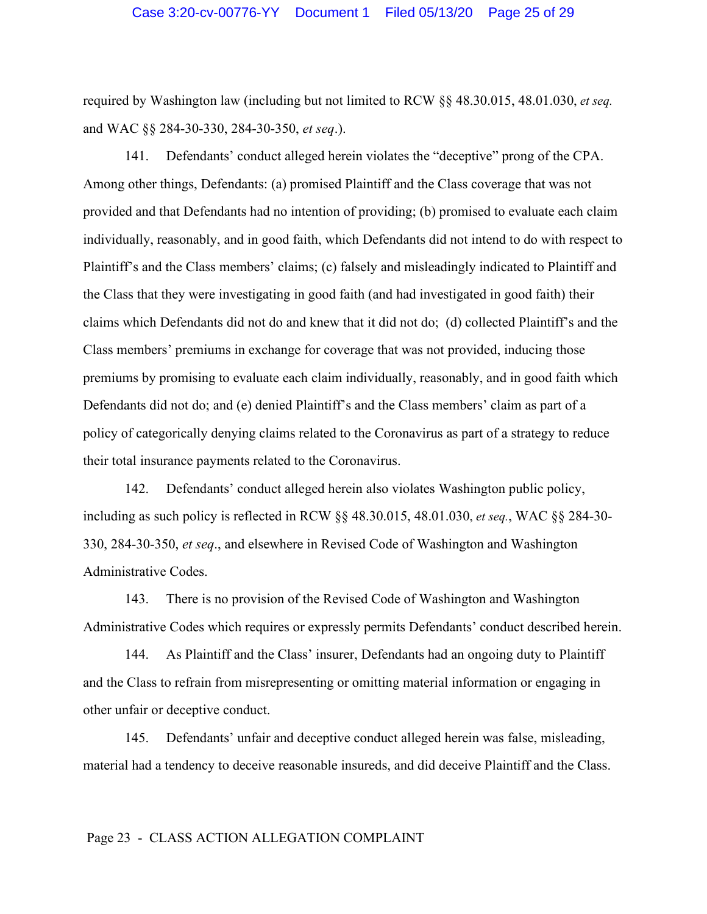required by Washington law (including but not limited to RCW §§ 48.30.015, 48.01.030, *et seq.* and WAC §§ 284-30-330, 284-30-350, *et seq*.).

141. Defendants' conduct alleged herein violates the "deceptive" prong of the CPA. Among other things, Defendants: (a) promised Plaintiff and the Class coverage that was not provided and that Defendants had no intention of providing; (b) promised to evaluate each claim individually, reasonably, and in good faith, which Defendants did not intend to do with respect to Plaintiff's and the Class members' claims; (c) falsely and misleadingly indicated to Plaintiff and the Class that they were investigating in good faith (and had investigated in good faith) their claims which Defendants did not do and knew that it did not do; (d) collected Plaintiff's and the Class members' premiums in exchange for coverage that was not provided, inducing those premiums by promising to evaluate each claim individually, reasonably, and in good faith which Defendants did not do; and (e) denied Plaintiff's and the Class members' claim as part of a policy of categorically denying claims related to the Coronavirus as part of a strategy to reduce their total insurance payments related to the Coronavirus.

142. Defendants' conduct alleged herein also violates Washington public policy, including as such policy is reflected in RCW §§ 48.30.015, 48.01.030, *et seq.*, WAC §§ 284-30-330, 284-30-350, *et seq*., and elsewhere in Revised Code of Washington and Washington Administrative Codes.

143. There is no provision of the Revised Code of Washington and Washington Administrative Codes which requires or expressly permits Defendants' conduct described herein.

144. As Plaintiff and the Class' insurer, Defendants had an ongoing duty to Plaintiff and the Class to refrain from misrepresenting or omitting material information or engaging in other unfair or deceptive conduct.

145. Defendants' unfair and deceptive conduct alleged herein was false, misleading, material had a tendency to deceive reasonable insureds, and did deceive Plaintiff and the Class.

Page 23 - CLASS ACTION ALLEGATION COMPLAINT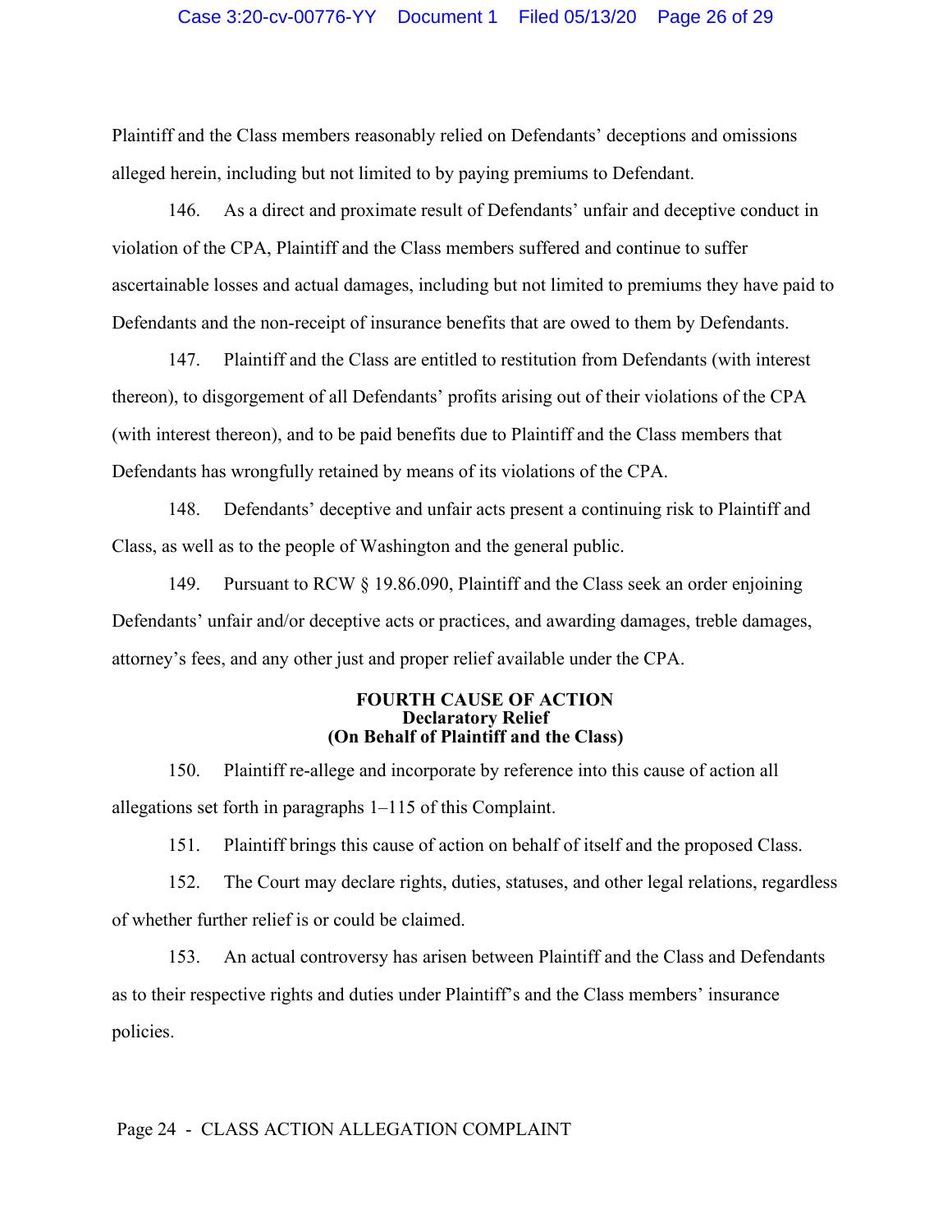Plaintiff and the Class members reasonably relied on Defendants' deceptions and omissions alleged herein, including but not limited to by paying premiums to Defendant.

146. As a direct and proximate result of Defendants' unfair and deceptive conduct in violation of the CPA, Plaintiff and the Class members suffered and continue to suffer ascertainable losses and actual damages, including but not limited to premiums they have paid to Defendants and the non-receipt of insurance benefits that are owed to them by Defendants.

147. Plaintiff and the Class are entitled to restitution from Defendants (with interest thereon), to disgorgement of all Defendants' profits arising out of their violations of the CPA (with interest thereon), and to be paid benefits due to Plaintiff and the Class members that Defendants has wrongfully retained by means of its violations of the CPA.

148. Defendants' deceptive and unfair acts present a continuing risk to Plaintiff and Class, as well as to the people of Washington and the general public.

149. Pursuant to RCW § 19.86.090, Plaintiff and the Class seek an order enjoining Defendants' unfair and/or deceptive acts or practices, and awarding damages, treble damages, attorney's fees, and any other just and proper relief available under the CPA.

**FOURTH CAUSE OF ACTION**
**Declaratory Relief**
**(On Behalf of Plaintiff and the Class)**

150. Plaintiff re-allege and incorporate by reference into this cause of action all allegations set forth in paragraphs 1–115 of this Complaint.

151. Plaintiff brings this cause of action on behalf of itself and the proposed Class.

152. The Court may declare rights, duties, statuses, and other legal relations, regardless of whether further relief is or could be claimed.

153. An actual controversy has arisen between Plaintiff and the Class and Defendants as to their respective rights and duties under Plaintiff's and the Class members' insurance policies.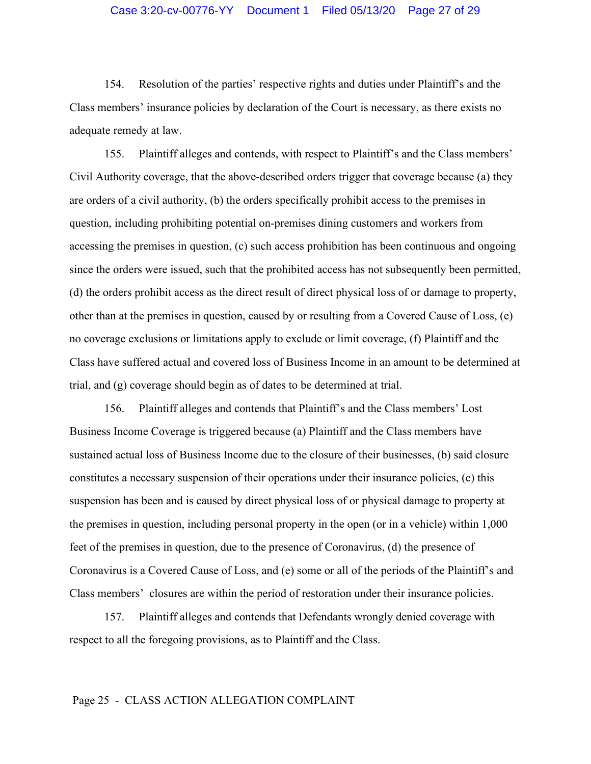154. Resolution of the parties' respective rights and duties under Plaintiff's and the Class members' insurance policies by declaration of the Court is necessary, as there exists no adequate remedy at law.

155. Plaintiff alleges and contends, with respect to Plaintiff's and the Class members' Civil Authority coverage, that the above-described orders trigger that coverage because (a) they are orders of a civil authority, (b) the orders specifically prohibit access to the premises in question, including prohibiting potential on-premises dining customers and workers from accessing the premises in question, (c) such access prohibition has been continuous and ongoing since the orders were issued, such that the prohibited access has not subsequently been permitted, (d) the orders prohibit access as the direct result of direct physical loss of or damage to property, other than at the premises in question, caused by or resulting from a Covered Cause of Loss, (e) no coverage exclusions or limitations apply to exclude or limit coverage, (f) Plaintiff and the Class have suffered actual and covered loss of Business Income in an amount to be determined at trial, and (g) coverage should begin as of dates to be determined at trial.

156. Plaintiff alleges and contends that Plaintiff's and the Class members' Lost Business Income Coverage is triggered because (a) Plaintiff and the Class members have sustained actual loss of Business Income due to the closure of their businesses, (b) said closure constitutes a necessary suspension of their operations under their insurance policies, (c) this suspension has been and is caused by direct physical loss of or physical damage to property at the premises in question, including personal property in the open (or in a vehicle) within 1,000 feet of the premises in question, due to the presence of Coronavirus, (d) the presence of Coronavirus is a Covered Cause of Loss, and (e) some or all of the periods of the Plaintiff's and Class members' closures are within the period of restoration under their insurance policies.

157. Plaintiff alleges and contends that Defendants wrongly denied coverage with respect to all the foregoing provisions, as to Plaintiff and the Class.

Page 25 - CLASS ACTION ALLEGATION COMPLAINT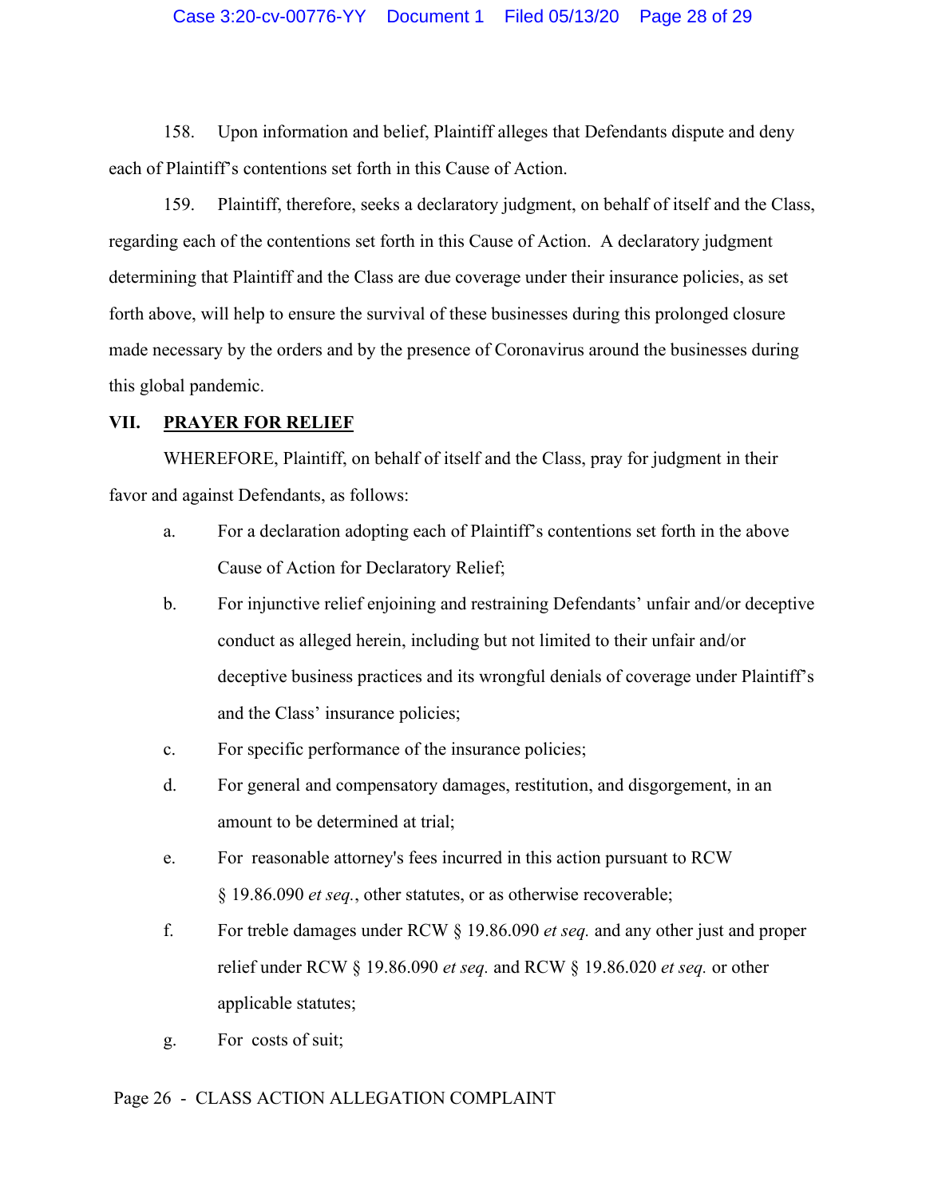158. Upon information and belief, Plaintiff alleges that Defendants dispute and deny each of Plaintiff's contentions set forth in this Cause of Action.

159. Plaintiff, therefore, seeks a declaratory judgment, on behalf of itself and the Class, regarding each of the contentions set forth in this Cause of Action. A declaratory judgment determining that Plaintiff and the Class are due coverage under their insurance policies, as set forth above, will help to ensure the survival of these businesses during this prolonged closure made necessary by the orders and by the presence of Coronavirus around the businesses during this global pandemic.

## VII. PRAYER FOR RELIEF

WHEREFORE, Plaintiff, on behalf of itself and the Class, pray for judgment in their favor and against Defendants, as follows:

a. For a declaration adopting each of Plaintiff's contentions set forth in the above Cause of Action for Declaratory Relief;

b. For injunctive relief enjoining and restraining Defendants' unfair and/or deceptive conduct as alleged herein, including but not limited to their unfair and/or deceptive business practices and its wrongful denials of coverage under Plaintiff's and the Class' insurance policies;

c. For specific performance of the insurance policies;

d. For general and compensatory damages, restitution, and disgorgement, in an amount to be determined at trial;

e. For reasonable attorney's fees incurred in this action pursuant to RCW § 19.86.090 *et seq.*, other statutes, or as otherwise recoverable;

f. For treble damages under RCW § 19.86.090 *et seq.* and any other just and proper relief under RCW § 19.86.090 *et seq.* and RCW § 19.86.020 *et seq.* or other applicable statutes;

g. For costs of suit;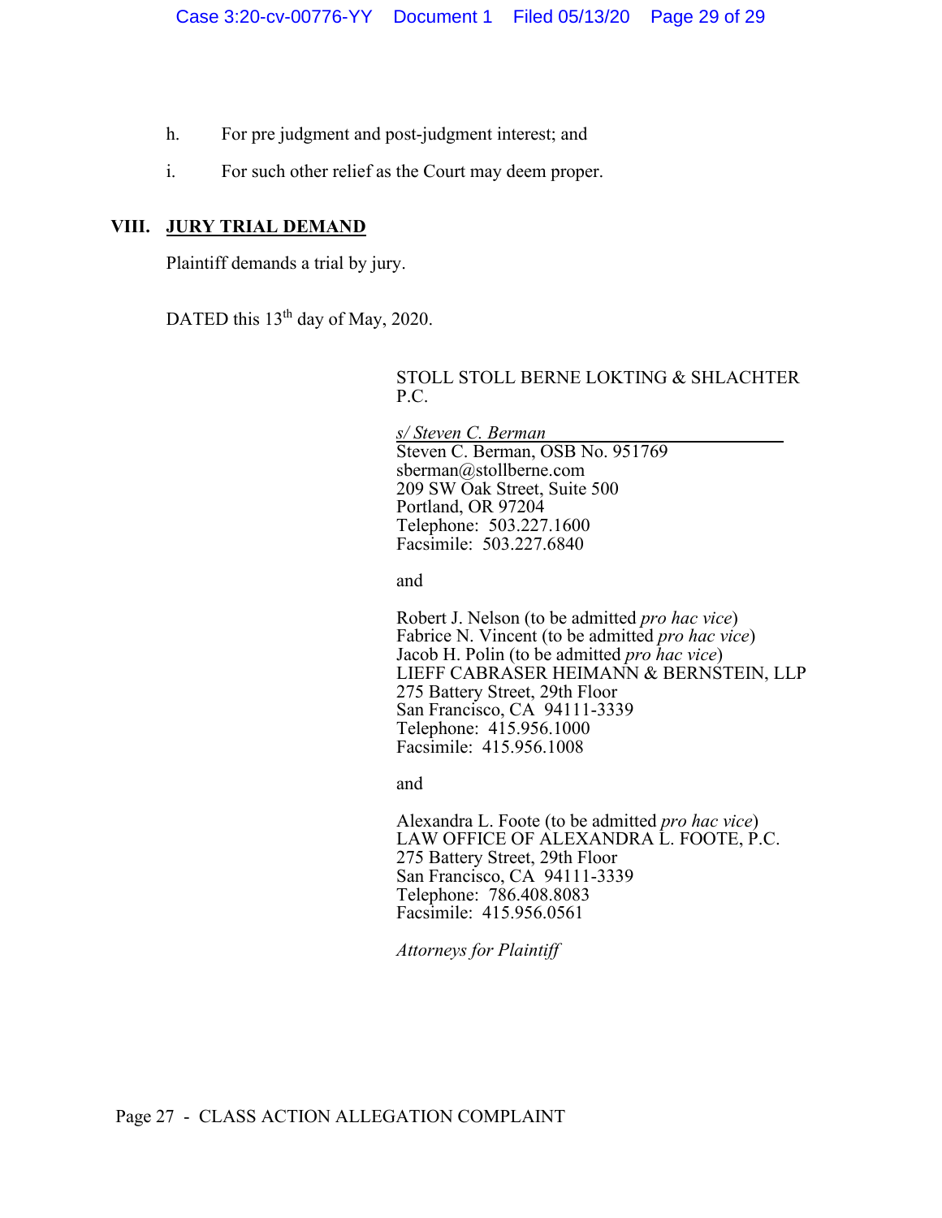h. For pre judgment and post-judgment interest; and

i. For such other relief as the Court may deem proper.

## VIII. JURY TRIAL DEMAND

Plaintiff demands a trial by jury.

DATED this 13th day of May, 2020.

STOLL STOLL BERNE LOKTING & SHLACHTER P.C.

*s/ Steven C. Berman*
Steven C. Berman, OSB No. 951769
sberman@stollberne.com
209 SW Oak Street, Suite 500
Portland, OR 97204
Telephone: 503.227.1600
Facsimile: 503.227.6840

and

Robert J. Nelson (to be admitted *pro hac vice*)
Fabrice N. Vincent (to be admitted *pro hac vice*)
Jacob H. Polin (to be admitted *pro hac vice*)
LIEFF CABRASER HEIMANN & BERNSTEIN, LLP
275 Battery Street, 29th Floor
San Francisco, CA 94111-3339
Telephone: 415.956.1000
Facsimile: 415.956.1008

and

Alexandra L. Foote (to be admitted *pro hac vice*)
LAW OFFICE OF ALEXANDRA L. FOOTE, P.C.
275 Battery Street, 29th Floor
San Francisco, CA 94111-3339
Telephone: 786.408.8083
Facsimile: 415.956.0561

*Attorneys for Plaintiff*